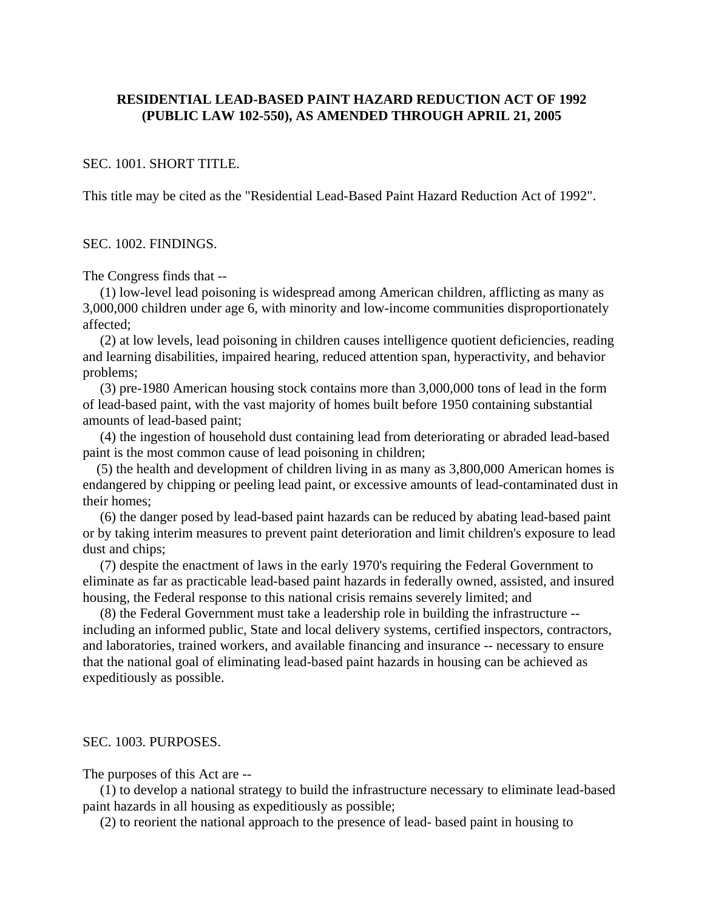# RESIDENTIAL LEAD-BASED PAINT HAZARD REDUCTION ACT OF 1992 (PUBLIC LAW 102-550), AS AMENDED THROUGH APRIL 21, 2005

## SEC. 1001. SHORT TITLE.

This title may be cited as the "Residential Lead-Based Paint Hazard Reduction Act of 1992".

## SEC. 1002. FINDINGS.

The Congress finds that --

(1) low-level lead poisoning is widespread among American children, afflicting as many as 3,000,000 children under age 6, with minority and low-income communities disproportionately affected;

(2) at low levels, lead poisoning in children causes intelligence quotient deficiencies, reading and learning disabilities, impaired hearing, reduced attention span, hyperactivity, and behavior problems;

(3) pre-1980 American housing stock contains more than 3,000,000 tons of lead in the form of lead-based paint, with the vast majority of homes built before 1950 containing substantial amounts of lead-based paint;

(4) the ingestion of household dust containing lead from deteriorating or abraded lead-based paint is the most common cause of lead poisoning in children;

(5) the health and development of children living in as many as 3,800,000 American homes is endangered by chipping or peeling lead paint, or excessive amounts of lead-contaminated dust in their homes;

(6) the danger posed by lead-based paint hazards can be reduced by abating lead-based paint or by taking interim measures to prevent paint deterioration and limit children's exposure to lead dust and chips;

(7) despite the enactment of laws in the early 1970's requiring the Federal Government to eliminate as far as practicable lead-based paint hazards in federally owned, assisted, and insured housing, the Federal response to this national crisis remains severely limited; and

(8) the Federal Government must take a leadership role in building the infrastructure -- including an informed public, State and local delivery systems, certified inspectors, contractors, and laboratories, trained workers, and available financing and insurance -- necessary to ensure that the national goal of eliminating lead-based paint hazards in housing can be achieved as expeditiously as possible.

## SEC. 1003. PURPOSES.

The purposes of this Act are --

(1) to develop a national strategy to build the infrastructure necessary to eliminate lead-based paint hazards in all housing as expeditiously as possible;

(2) to reorient the national approach to the presence of lead- based paint in housing to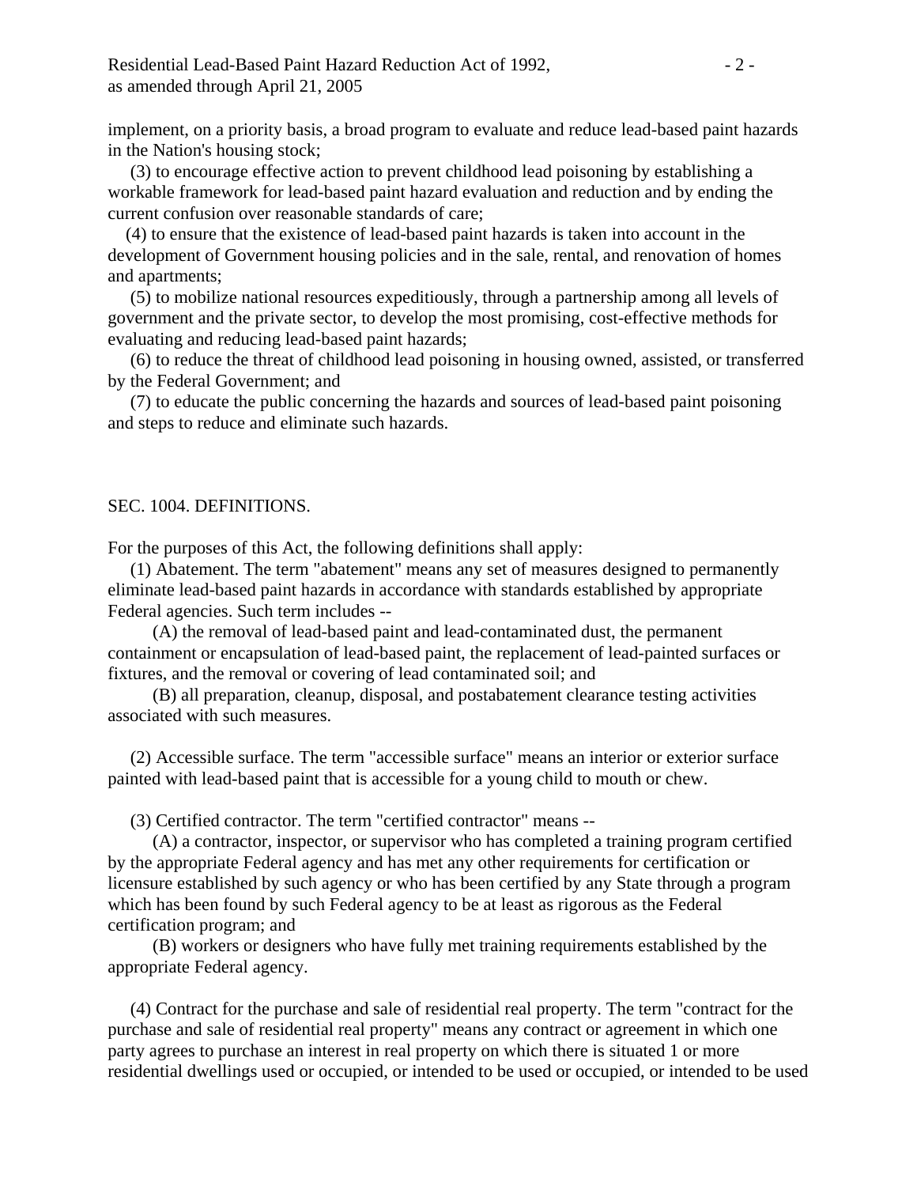implement, on a priority basis, a broad program to evaluate and reduce lead-based paint hazards in the Nation's housing stock;

(3) to encourage effective action to prevent childhood lead poisoning by establishing a workable framework for lead-based paint hazard evaluation and reduction and by ending the current confusion over reasonable standards of care;

(4) to ensure that the existence of lead-based paint hazards is taken into account in the development of Government housing policies and in the sale, rental, and renovation of homes and apartments;

(5) to mobilize national resources expeditiously, through a partnership among all levels of government and the private sector, to develop the most promising, cost-effective methods for evaluating and reducing lead-based paint hazards;

(6) to reduce the threat of childhood lead poisoning in housing owned, assisted, or transferred by the Federal Government; and

(7) to educate the public concerning the hazards and sources of lead-based paint poisoning and steps to reduce and eliminate such hazards.

## SEC. 1004. DEFINITIONS.

For the purposes of this Act, the following definitions shall apply:

(1) Abatement. The term "abatement" means any set of measures designed to permanently eliminate lead-based paint hazards in accordance with standards established by appropriate Federal agencies. Such term includes --

(A) the removal of lead-based paint and lead-contaminated dust, the permanent containment or encapsulation of lead-based paint, the replacement of lead-painted surfaces or fixtures, and the removal or covering of lead contaminated soil; and

(B) all preparation, cleanup, disposal, and postabatement clearance testing activities associated with such measures.

(2) Accessible surface. The term "accessible surface" means an interior or exterior surface painted with lead-based paint that is accessible for a young child to mouth or chew.

(3) Certified contractor. The term "certified contractor" means --

(A) a contractor, inspector, or supervisor who has completed a training program certified by the appropriate Federal agency and has met any other requirements for certification or licensure established by such agency or who has been certified by any State through a program which has been found by such Federal agency to be at least as rigorous as the Federal certification program; and

(B) workers or designers who have fully met training requirements established by the appropriate Federal agency.

(4) Contract for the purchase and sale of residential real property. The term "contract for the purchase and sale of residential real property" means any contract or agreement in which one party agrees to purchase an interest in real property on which there is situated 1 or more residential dwellings used or occupied, or intended to be used or occupied, or intended to be used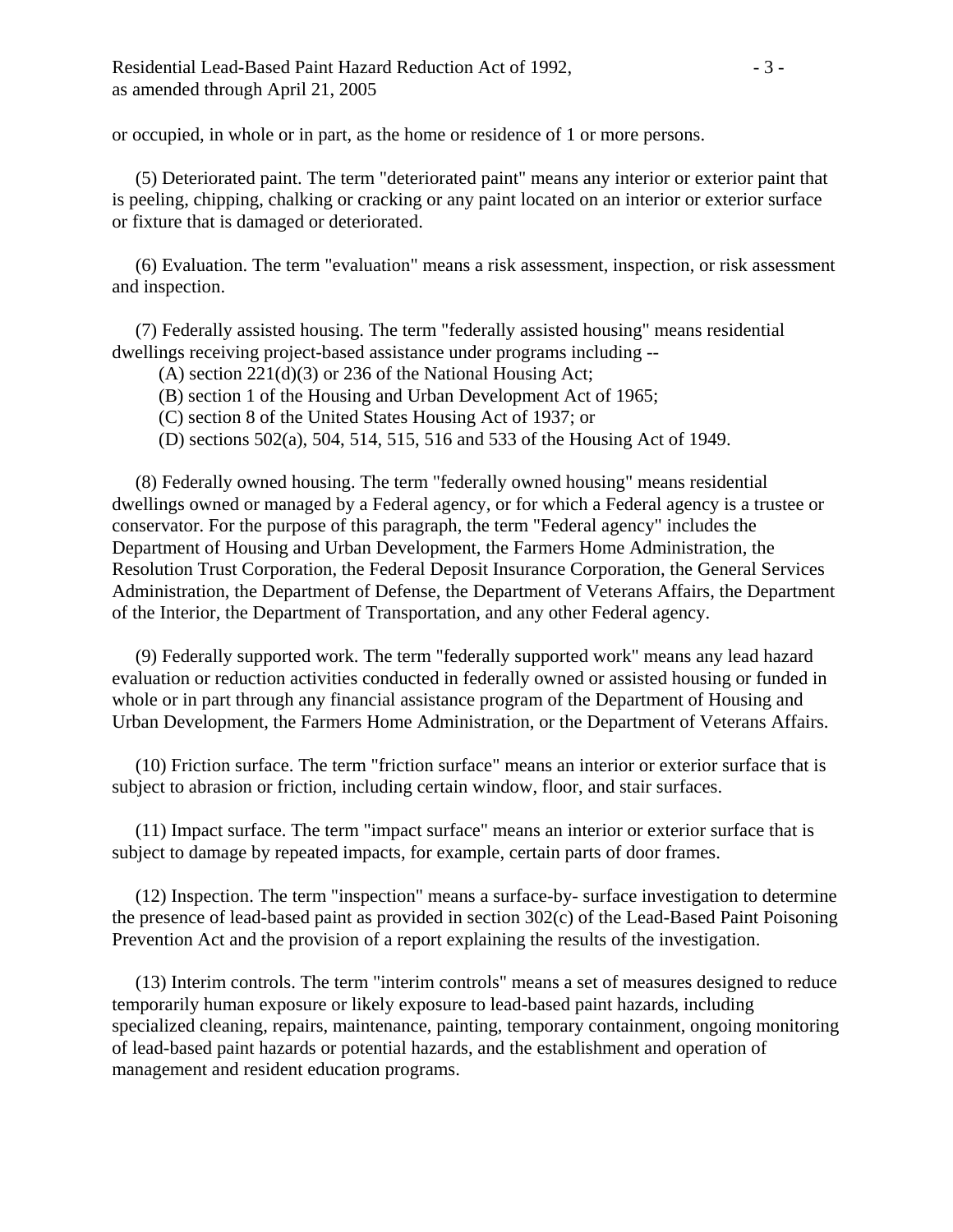or occupied, in whole or in part, as the home or residence of 1 or more persons.

(5) Deteriorated paint. The term "deteriorated paint" means any interior or exterior paint that is peeling, chipping, chalking or cracking or any paint located on an interior or exterior surface or fixture that is damaged or deteriorated.

(6) Evaluation. The term "evaluation" means a risk assessment, inspection, or risk assessment and inspection.

(7) Federally assisted housing. The term "federally assisted housing" means residential dwellings receiving project-based assistance under programs including --

(A) section 221(d)(3) or 236 of the National Housing Act;

(B) section 1 of the Housing and Urban Development Act of 1965;

(C) section 8 of the United States Housing Act of 1937; or

(D) sections 502(a), 504, 514, 515, 516 and 533 of the Housing Act of 1949.

(8) Federally owned housing. The term "federally owned housing" means residential dwellings owned or managed by a Federal agency, or for which a Federal agency is a trustee or conservator. For the purpose of this paragraph, the term "Federal agency" includes the Department of Housing and Urban Development, the Farmers Home Administration, the Resolution Trust Corporation, the Federal Deposit Insurance Corporation, the General Services Administration, the Department of Defense, the Department of Veterans Affairs, the Department of the Interior, the Department of Transportation, and any other Federal agency.

(9) Federally supported work. The term "federally supported work" means any lead hazard evaluation or reduction activities conducted in federally owned or assisted housing or funded in whole or in part through any financial assistance program of the Department of Housing and Urban Development, the Farmers Home Administration, or the Department of Veterans Affairs.

(10) Friction surface. The term "friction surface" means an interior or exterior surface that is subject to abrasion or friction, including certain window, floor, and stair surfaces.

(11) Impact surface. The term "impact surface" means an interior or exterior surface that is subject to damage by repeated impacts, for example, certain parts of door frames.

(12) Inspection. The term "inspection" means a surface-by- surface investigation to determine the presence of lead-based paint as provided in section 302(c) of the Lead-Based Paint Poisoning Prevention Act and the provision of a report explaining the results of the investigation.

(13) Interim controls. The term "interim controls" means a set of measures designed to reduce temporarily human exposure or likely exposure to lead-based paint hazards, including specialized cleaning, repairs, maintenance, painting, temporary containment, ongoing monitoring of lead-based paint hazards or potential hazards, and the establishment and operation of management and resident education programs.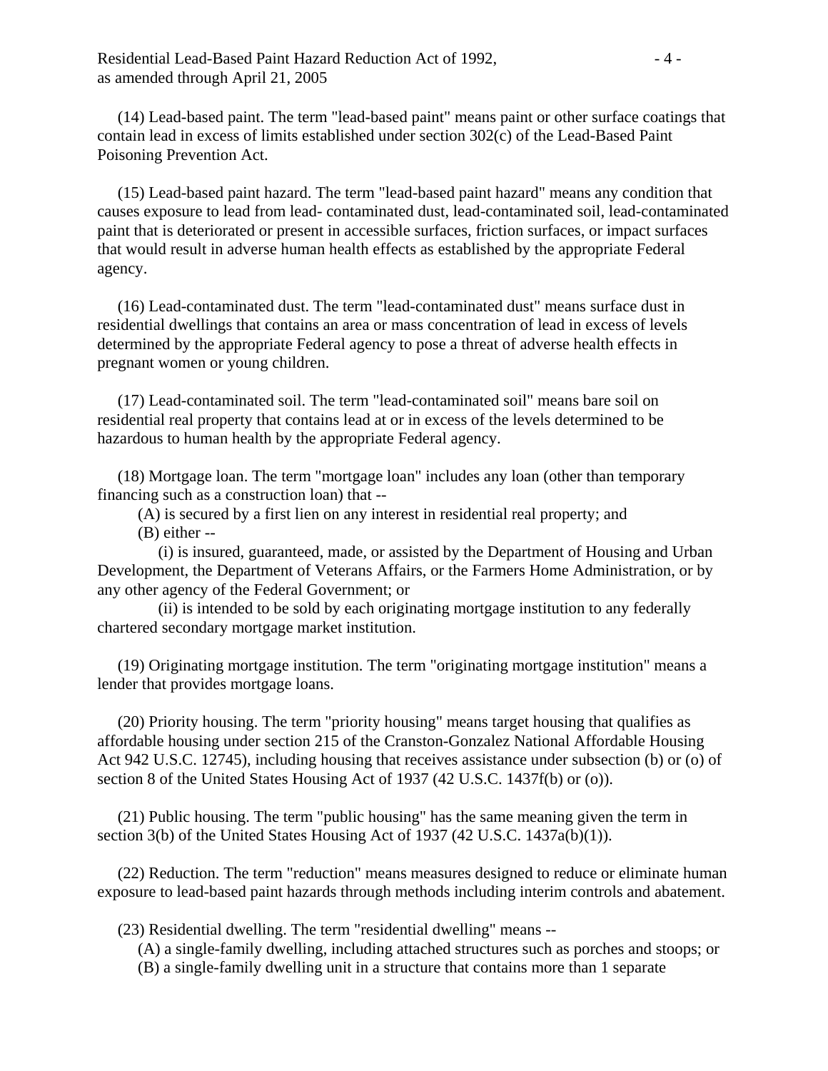(14) Lead-based paint. The term "lead-based paint" means paint or other surface coatings that contain lead in excess of limits established under section 302(c) of the Lead-Based Paint Poisoning Prevention Act.

(15) Lead-based paint hazard. The term "lead-based paint hazard" means any condition that causes exposure to lead from lead- contaminated dust, lead-contaminated soil, lead-contaminated paint that is deteriorated or present in accessible surfaces, friction surfaces, or impact surfaces that would result in adverse human health effects as established by the appropriate Federal agency.

(16) Lead-contaminated dust. The term "lead-contaminated dust" means surface dust in residential dwellings that contains an area or mass concentration of lead in excess of levels determined by the appropriate Federal agency to pose a threat of adverse health effects in pregnant women or young children.

(17) Lead-contaminated soil. The term "lead-contaminated soil" means bare soil on residential real property that contains lead at or in excess of the levels determined to be hazardous to human health by the appropriate Federal agency.

(18) Mortgage loan. The term "mortgage loan" includes any loan (other than temporary financing such as a construction loan) that --

(A) is secured by a first lien on any interest in residential real property; and

(B) either --

(i) is insured, guaranteed, made, or assisted by the Department of Housing and Urban Development, the Department of Veterans Affairs, or the Farmers Home Administration, or by any other agency of the Federal Government; or

(ii) is intended to be sold by each originating mortgage institution to any federally chartered secondary mortgage market institution.

(19) Originating mortgage institution. The term "originating mortgage institution" means a lender that provides mortgage loans.

(20) Priority housing. The term "priority housing" means target housing that qualifies as affordable housing under section 215 of the Cranston-Gonzalez National Affordable Housing Act 942 U.S.C. 12745), including housing that receives assistance under subsection (b) or (o) of section 8 of the United States Housing Act of 1937 (42 U.S.C. 1437f(b) or (o)).

(21) Public housing. The term "public housing" has the same meaning given the term in section 3(b) of the United States Housing Act of 1937 (42 U.S.C. 1437a(b)(1)).

(22) Reduction. The term "reduction" means measures designed to reduce or eliminate human exposure to lead-based paint hazards through methods including interim controls and abatement.

(23) Residential dwelling. The term "residential dwelling" means --

(A) a single-family dwelling, including attached structures such as porches and stoops; or

(B) a single-family dwelling unit in a structure that contains more than 1 separate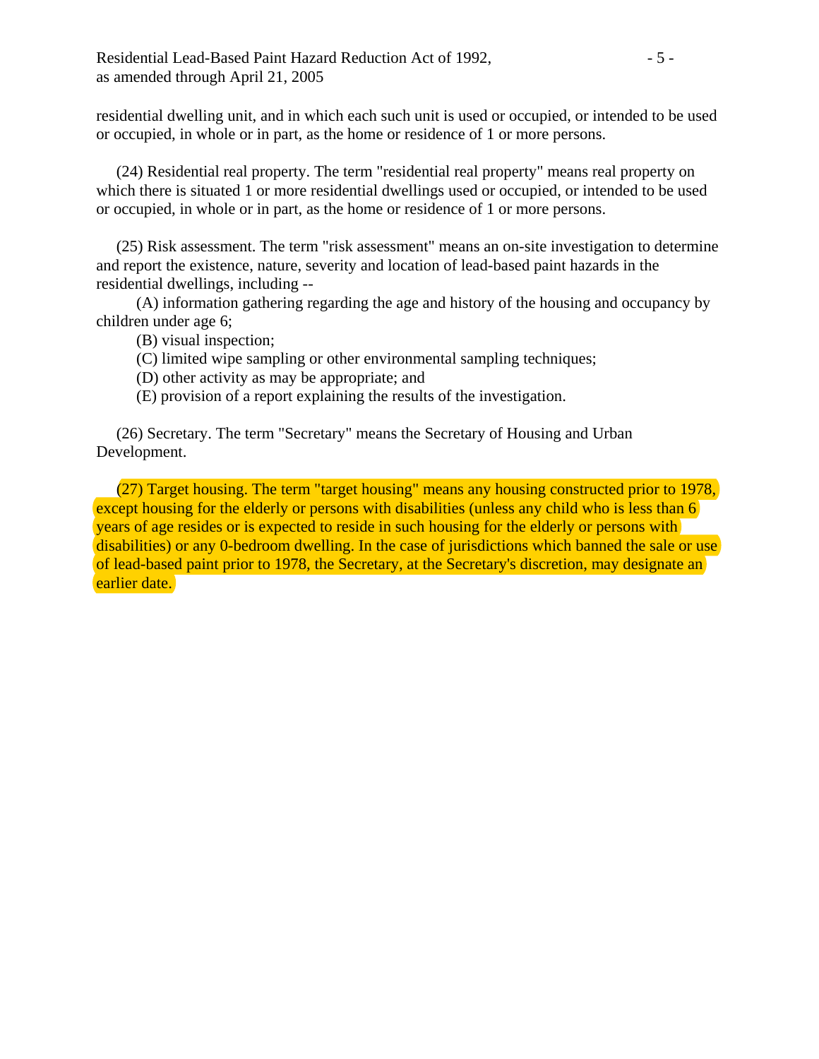residential dwelling unit, and in which each such unit is used or occupied, or intended to be used or occupied, in whole or in part, as the home or residence of 1 or more persons.

(24) Residential real property. The term "residential real property" means real property on which there is situated 1 or more residential dwellings used or occupied, or intended to be used or occupied, in whole or in part, as the home or residence of 1 or more persons.

(25) Risk assessment. The term "risk assessment" means an on-site investigation to determine and report the existence, nature, severity and location of lead-based paint hazards in the residential dwellings, including --

(A) information gathering regarding the age and history of the housing and occupancy by children under age 6;

(B) visual inspection;

(C) limited wipe sampling or other environmental sampling techniques;

(D) other activity as may be appropriate; and

(E) provision of a report explaining the results of the investigation.

(26) Secretary. The term "Secretary" means the Secretary of Housing and Urban Development.

(27) Target housing. The term "target housing" means any housing constructed prior to 1978, except housing for the elderly or persons with disabilities (unless any child who is less than 6 years of age resides or is expected to reside in such housing for the elderly or persons with disabilities) or any 0-bedroom dwelling. In the case of jurisdictions which banned the sale or use of lead-based paint prior to 1978, the Secretary, at the Secretary's discretion, may designate an earlier date.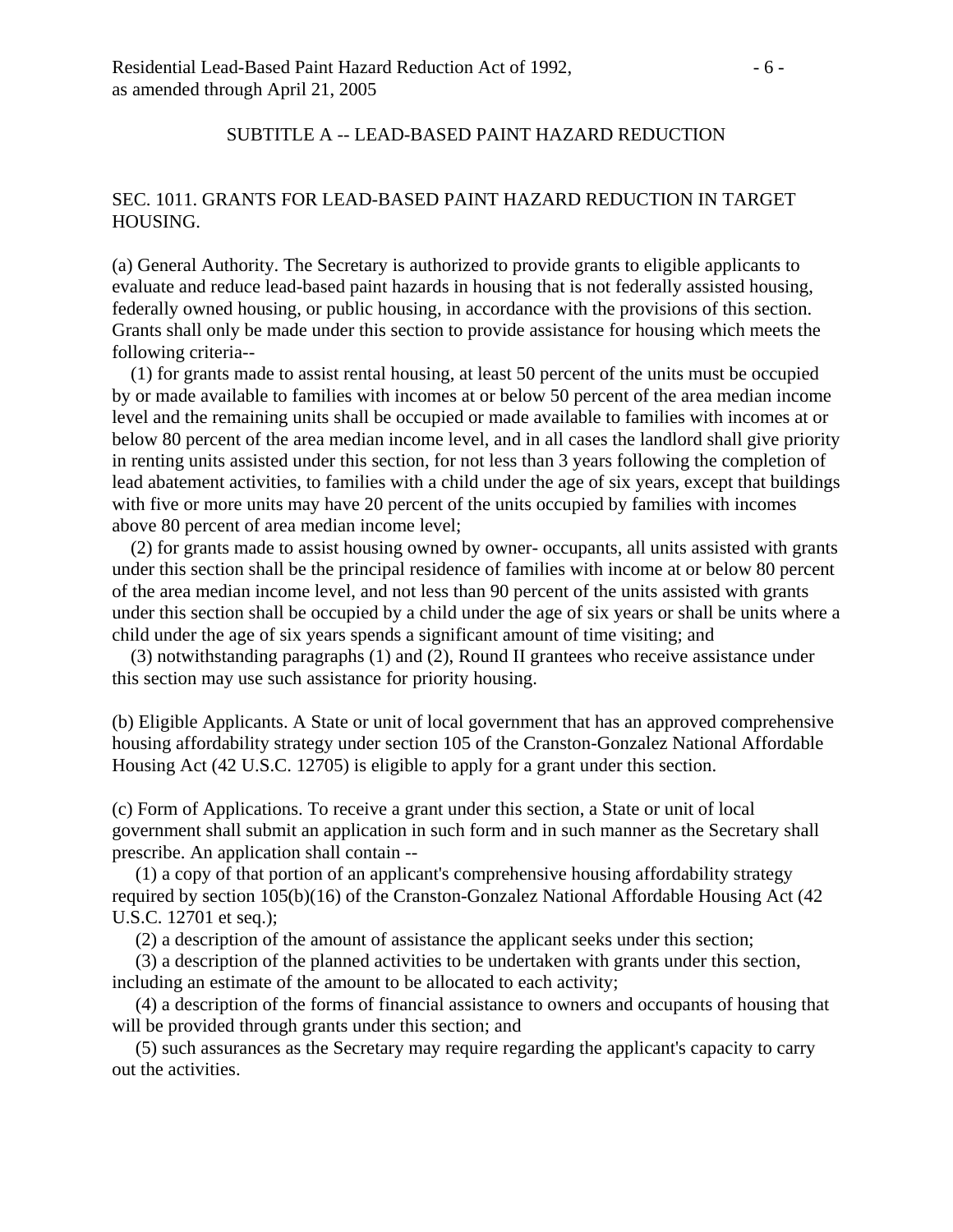## SUBTITLE A -- LEAD-BASED PAINT HAZARD REDUCTION

### SEC. 1011. GRANTS FOR LEAD-BASED PAINT HAZARD REDUCTION IN TARGET HOUSING.

(a) General Authority. The Secretary is authorized to provide grants to eligible applicants to evaluate and reduce lead-based paint hazards in housing that is not federally assisted housing, federally owned housing, or public housing, in accordance with the provisions of this section. Grants shall only be made under this section to provide assistance for housing which meets the following criteria--

(1) for grants made to assist rental housing, at least 50 percent of the units must be occupied by or made available to families with incomes at or below 50 percent of the area median income level and the remaining units shall be occupied or made available to families with incomes at or below 80 percent of the area median income level, and in all cases the landlord shall give priority in renting units assisted under this section, for not less than 3 years following the completion of lead abatement activities, to families with a child under the age of six years, except that buildings with five or more units may have 20 percent of the units occupied by families with incomes above 80 percent of area median income level;

(2) for grants made to assist housing owned by owner- occupants, all units assisted with grants under this section shall be the principal residence of families with income at or below 80 percent of the area median income level, and not less than 90 percent of the units assisted with grants under this section shall be occupied by a child under the age of six years or shall be units where a child under the age of six years spends a significant amount of time visiting; and

(3) notwithstanding paragraphs (1) and (2), Round II grantees who receive assistance under this section may use such assistance for priority housing.

(b) Eligible Applicants. A State or unit of local government that has an approved comprehensive housing affordability strategy under section 105 of the Cranston-Gonzalez National Affordable Housing Act (42 U.S.C. 12705) is eligible to apply for a grant under this section.

(c) Form of Applications. To receive a grant under this section, a State or unit of local government shall submit an application in such form and in such manner as the Secretary shall prescribe. An application shall contain --

(1) a copy of that portion of an applicant's comprehensive housing affordability strategy required by section 105(b)(16) of the Cranston-Gonzalez National Affordable Housing Act (42 U.S.C. 12701 et seq.);

(2) a description of the amount of assistance the applicant seeks under this section;

(3) a description of the planned activities to be undertaken with grants under this section, including an estimate of the amount to be allocated to each activity;

(4) a description of the forms of financial assistance to owners and occupants of housing that will be provided through grants under this section; and

(5) such assurances as the Secretary may require regarding the applicant's capacity to carry out the activities.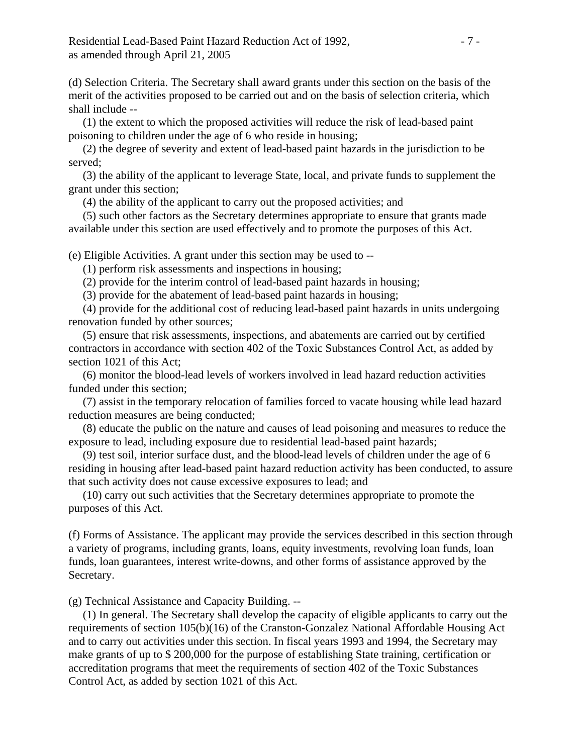(d) Selection Criteria. The Secretary shall award grants under this section on the basis of the merit of the activities proposed to be carried out and on the basis of selection criteria, which shall include --

(1) the extent to which the proposed activities will reduce the risk of lead-based paint poisoning to children under the age of 6 who reside in housing;

(2) the degree of severity and extent of lead-based paint hazards in the jurisdiction to be served;

(3) the ability of the applicant to leverage State, local, and private funds to supplement the grant under this section;

(4) the ability of the applicant to carry out the proposed activities; and

(5) such other factors as the Secretary determines appropriate to ensure that grants made available under this section are used effectively and to promote the purposes of this Act.

(e) Eligible Activities. A grant under this section may be used to --

(1) perform risk assessments and inspections in housing;

(2) provide for the interim control of lead-based paint hazards in housing;

(3) provide for the abatement of lead-based paint hazards in housing;

(4) provide for the additional cost of reducing lead-based paint hazards in units undergoing renovation funded by other sources;

(5) ensure that risk assessments, inspections, and abatements are carried out by certified contractors in accordance with section 402 of the Toxic Substances Control Act, as added by section 1021 of this Act;

(6) monitor the blood-lead levels of workers involved in lead hazard reduction activities funded under this section;

(7) assist in the temporary relocation of families forced to vacate housing while lead hazard reduction measures are being conducted;

(8) educate the public on the nature and causes of lead poisoning and measures to reduce the exposure to lead, including exposure due to residential lead-based paint hazards;

(9) test soil, interior surface dust, and the blood-lead levels of children under the age of 6 residing in housing after lead-based paint hazard reduction activity has been conducted, to assure that such activity does not cause excessive exposures to lead; and

(10) carry out such activities that the Secretary determines appropriate to promote the purposes of this Act.

(f) Forms of Assistance. The applicant may provide the services described in this section through a variety of programs, including grants, loans, equity investments, revolving loan funds, loan funds, loan guarantees, interest write-downs, and other forms of assistance approved by the Secretary.

(g) Technical Assistance and Capacity Building. --

(1) In general. The Secretary shall develop the capacity of eligible applicants to carry out the requirements of section 105(b)(16) of the Cranston-Gonzalez National Affordable Housing Act and to carry out activities under this section. In fiscal years 1993 and 1994, the Secretary may make grants of up to $ 200,000 for the purpose of establishing State training, certification or accreditation programs that meet the requirements of section 402 of the Toxic Substances Control Act, as added by section 1021 of this Act.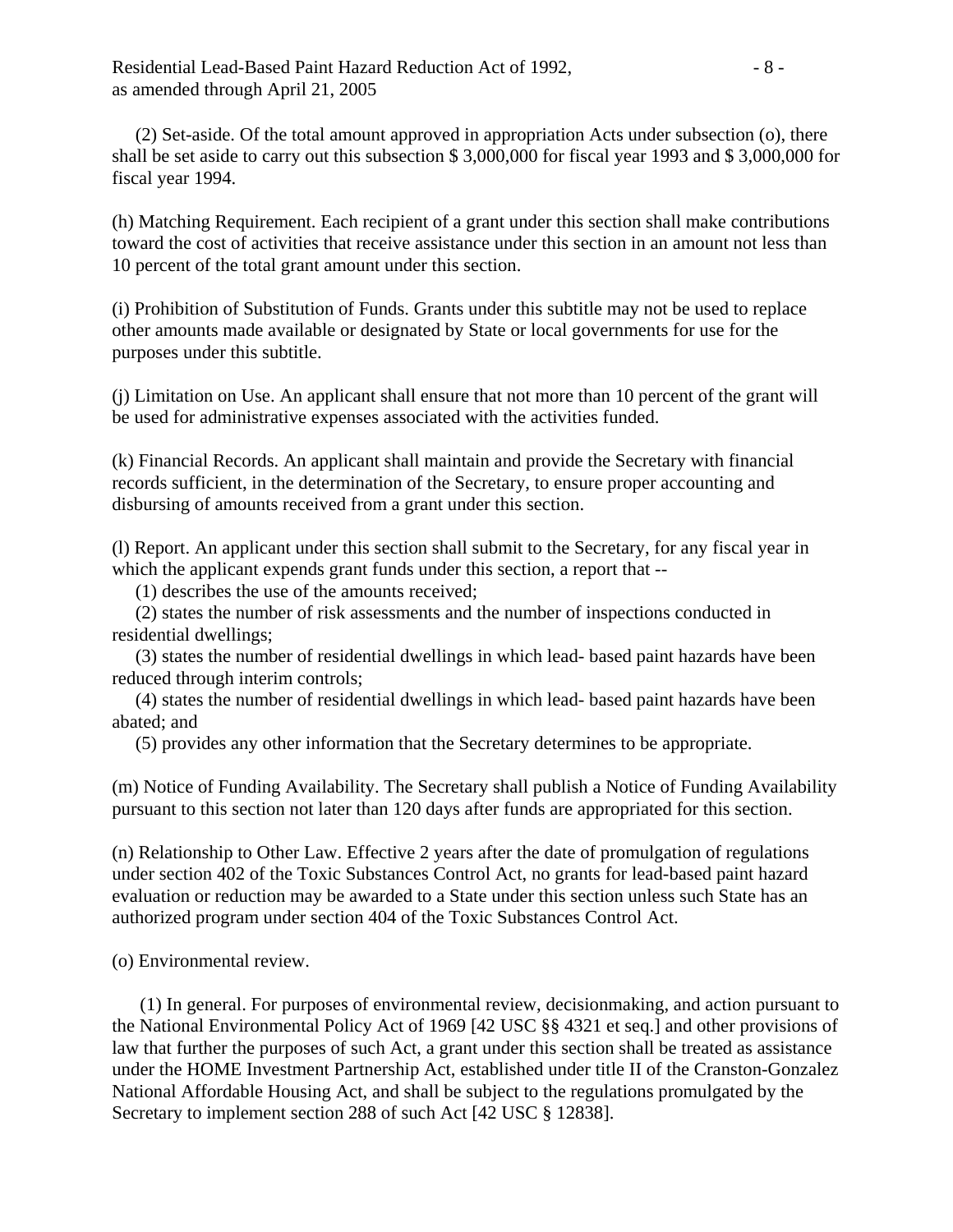(2) Set-aside. Of the total amount approved in appropriation Acts under subsection (o), there shall be set aside to carry out this subsection $ 3,000,000 for fiscal year 1993 and $ 3,000,000 for fiscal year 1994.

(h) Matching Requirement. Each recipient of a grant under this section shall make contributions toward the cost of activities that receive assistance under this section in an amount not less than 10 percent of the total grant amount under this section.

(i) Prohibition of Substitution of Funds. Grants under this subtitle may not be used to replace other amounts made available or designated by State or local governments for use for the purposes under this subtitle.

(j) Limitation on Use. An applicant shall ensure that not more than 10 percent of the grant will be used for administrative expenses associated with the activities funded.

(k) Financial Records. An applicant shall maintain and provide the Secretary with financial records sufficient, in the determination of the Secretary, to ensure proper accounting and disbursing of amounts received from a grant under this section.

(l) Report. An applicant under this section shall submit to the Secretary, for any fiscal year in which the applicant expends grant funds under this section, a report that --

(1) describes the use of the amounts received;

(2) states the number of risk assessments and the number of inspections conducted in residential dwellings;

(3) states the number of residential dwellings in which lead- based paint hazards have been reduced through interim controls;

(4) states the number of residential dwellings in which lead- based paint hazards have been abated; and

(5) provides any other information that the Secretary determines to be appropriate.

(m) Notice of Funding Availability. The Secretary shall publish a Notice of Funding Availability pursuant to this section not later than 120 days after funds are appropriated for this section.

(n) Relationship to Other Law. Effective 2 years after the date of promulgation of regulations under section 402 of the Toxic Substances Control Act, no grants for lead-based paint hazard evaluation or reduction may be awarded to a State under this section unless such State has an authorized program under section 404 of the Toxic Substances Control Act.

(o) Environmental review.

(1) In general. For purposes of environmental review, decisionmaking, and action pursuant to the National Environmental Policy Act of 1969 [42 USC §§ 4321 et seq.] and other provisions of law that further the purposes of such Act, a grant under this section shall be treated as assistance under the HOME Investment Partnership Act, established under title II of the Cranston-Gonzalez National Affordable Housing Act, and shall be subject to the regulations promulgated by the Secretary to implement section 288 of such Act [42 USC § 12838].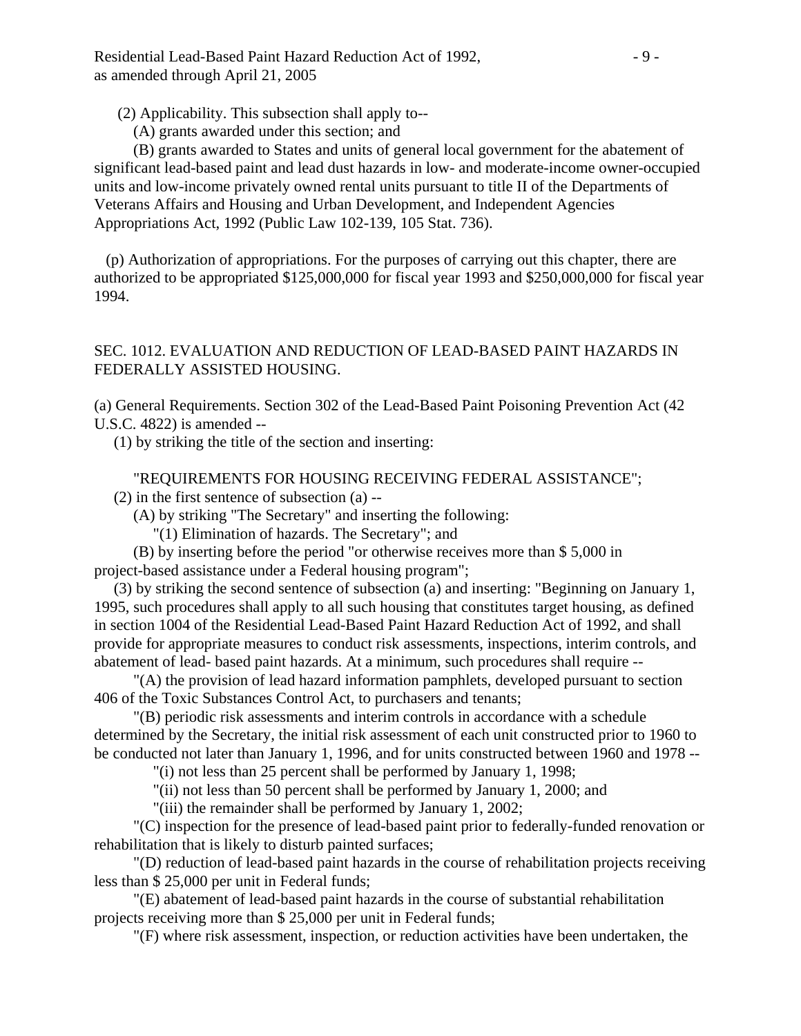(2) Applicability. This subsection shall apply to--

(A) grants awarded under this section; and

(B) grants awarded to States and units of general local government for the abatement of significant lead-based paint and lead dust hazards in low- and moderate-income owner-occupied units and low-income privately owned rental units pursuant to title II of the Departments of Veterans Affairs and Housing and Urban Development, and Independent Agencies Appropriations Act, 1992 (Public Law 102-139, 105 Stat. 736).

(p) Authorization of appropriations. For the purposes of carrying out this chapter, there are authorized to be appropriated $125,000,000 for fiscal year 1993 and $250,000,000 for fiscal year 1994.

## SEC. 1012. EVALUATION AND REDUCTION OF LEAD-BASED PAINT HAZARDS IN FEDERALLY ASSISTED HOUSING.

(a) General Requirements. Section 302 of the Lead-Based Paint Poisoning Prevention Act (42 U.S.C. 4822) is amended --

(1) by striking the title of the section and inserting:

"REQUIREMENTS FOR HOUSING RECEIVING FEDERAL ASSISTANCE";

(2) in the first sentence of subsection (a) --

(A) by striking "The Secretary" and inserting the following:

"(1) Elimination of hazards. The Secretary"; and

(B) by inserting before the period "or otherwise receives more than $ 5,000 in project-based assistance under a Federal housing program";

(3) by striking the second sentence of subsection (a) and inserting: "Beginning on January 1, 1995, such procedures shall apply to all such housing that constitutes target housing, as defined in section 1004 of the Residential Lead-Based Paint Hazard Reduction Act of 1992, and shall provide for appropriate measures to conduct risk assessments, inspections, interim controls, and abatement of lead- based paint hazards. At a minimum, such procedures shall require --

"(A) the provision of lead hazard information pamphlets, developed pursuant to section 406 of the Toxic Substances Control Act, to purchasers and tenants;

"(B) periodic risk assessments and interim controls in accordance with a schedule determined by the Secretary, the initial risk assessment of each unit constructed prior to 1960 to be conducted not later than January 1, 1996, and for units constructed between 1960 and 1978 --

"(i) not less than 25 percent shall be performed by January 1, 1998;

"(ii) not less than 50 percent shall be performed by January 1, 2000; and

"(iii) the remainder shall be performed by January 1, 2002;

"(C) inspection for the presence of lead-based paint prior to federally-funded renovation or rehabilitation that is likely to disturb painted surfaces;

"(D) reduction of lead-based paint hazards in the course of rehabilitation projects receiving less than $ 25,000 per unit in Federal funds;

"(E) abatement of lead-based paint hazards in the course of substantial rehabilitation projects receiving more than $ 25,000 per unit in Federal funds;

"(F) where risk assessment, inspection, or reduction activities have been undertaken, the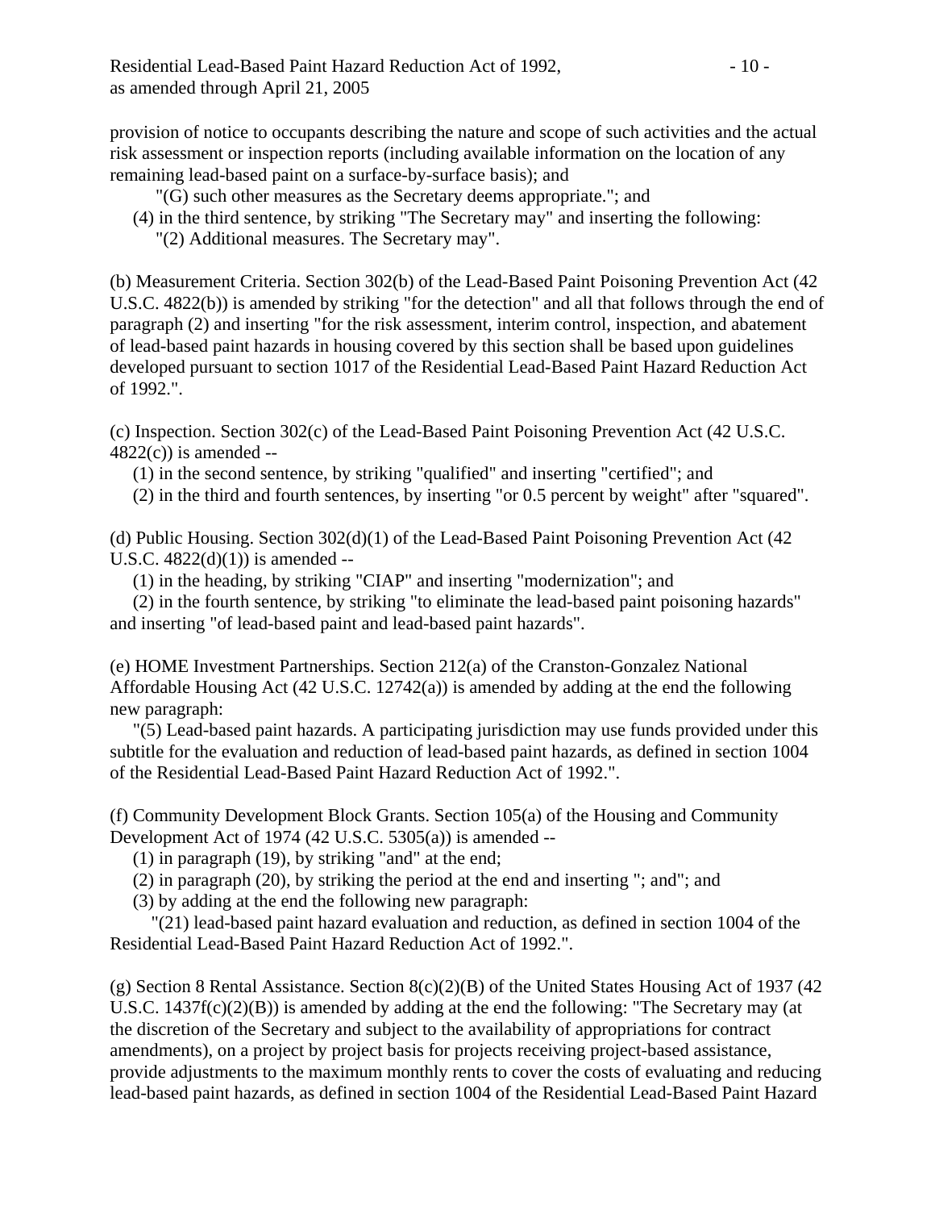provision of notice to occupants describing the nature and scope of such activities and the actual risk assessment or inspection reports (including available information on the location of any remaining lead-based paint on a surface-by-surface basis); and

"(G) such other measures as the Secretary deems appropriate."; and

(4) in the third sentence, by striking "The Secretary may" and inserting the following:

"(2) Additional measures. The Secretary may".

(b) Measurement Criteria. Section 302(b) of the Lead-Based Paint Poisoning Prevention Act (42 U.S.C. 4822(b)) is amended by striking "for the detection" and all that follows through the end of paragraph (2) and inserting "for the risk assessment, interim control, inspection, and abatement of lead-based paint hazards in housing covered by this section shall be based upon guidelines developed pursuant to section 1017 of the Residential Lead-Based Paint Hazard Reduction Act of 1992.".

(c) Inspection. Section 302(c) of the Lead-Based Paint Poisoning Prevention Act (42 U.S.C. 4822(c)) is amended --

(1) in the second sentence, by striking "qualified" and inserting "certified"; and

(2) in the third and fourth sentences, by inserting "or 0.5 percent by weight" after "squared".

(d) Public Housing. Section 302(d)(1) of the Lead-Based Paint Poisoning Prevention Act (42 U.S.C. 4822(d)(1)) is amended --

(1) in the heading, by striking "CIAP" and inserting "modernization"; and

(2) in the fourth sentence, by striking "to eliminate the lead-based paint poisoning hazards" and inserting "of lead-based paint and lead-based paint hazards".

(e) HOME Investment Partnerships. Section 212(a) of the Cranston-Gonzalez National Affordable Housing Act (42 U.S.C. 12742(a)) is amended by adding at the end the following new paragraph:

"(5) Lead-based paint hazards. A participating jurisdiction may use funds provided under this subtitle for the evaluation and reduction of lead-based paint hazards, as defined in section 1004 of the Residential Lead-Based Paint Hazard Reduction Act of 1992.".

(f) Community Development Block Grants. Section 105(a) of the Housing and Community Development Act of 1974 (42 U.S.C. 5305(a)) is amended --

(1) in paragraph (19), by striking "and" at the end;

(2) in paragraph (20), by striking the period at the end and inserting "; and"; and

(3) by adding at the end the following new paragraph:

"(21) lead-based paint hazard evaluation and reduction, as defined in section 1004 of the Residential Lead-Based Paint Hazard Reduction Act of 1992.".

(g) Section 8 Rental Assistance. Section 8(c)(2)(B) of the United States Housing Act of 1937 (42 U.S.C. 1437f(c)(2)(B)) is amended by adding at the end the following: "The Secretary may (at the discretion of the Secretary and subject to the availability of appropriations for contract amendments), on a project by project basis for projects receiving project-based assistance, provide adjustments to the maximum monthly rents to cover the costs of evaluating and reducing lead-based paint hazards, as defined in section 1004 of the Residential Lead-Based Paint Hazard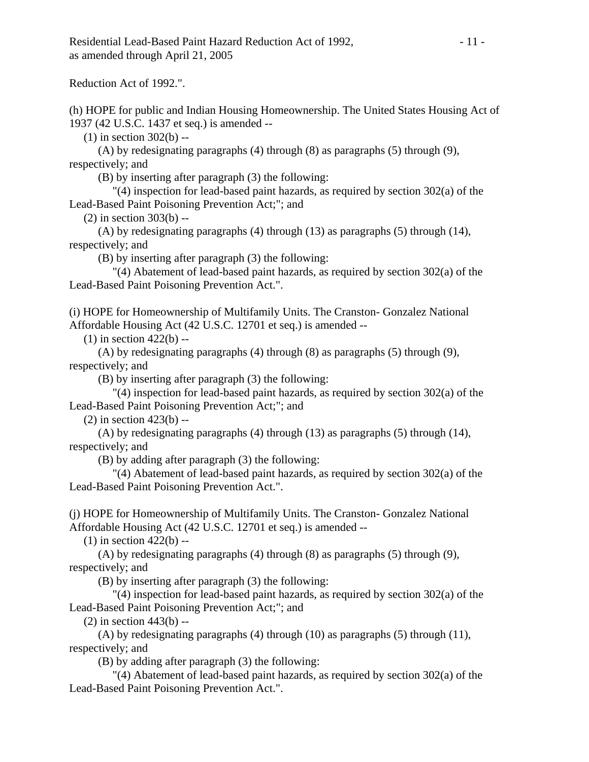Reduction Act of 1992.".

(h) HOPE for public and Indian Housing Homeownership. The United States Housing Act of 1937 (42 U.S.C. 1437 et seq.) is amended --

(1) in section 302(b) --

(A) by redesignating paragraphs (4) through (8) as paragraphs (5) through (9), respectively; and

(B) by inserting after paragraph (3) the following:

"(4) inspection for lead-based paint hazards, as required by section 302(a) of the Lead-Based Paint Poisoning Prevention Act;"; and

(2) in section 303(b) --

(A) by redesignating paragraphs (4) through (13) as paragraphs (5) through (14), respectively; and

(B) by inserting after paragraph (3) the following:

"(4) Abatement of lead-based paint hazards, as required by section 302(a) of the Lead-Based Paint Poisoning Prevention Act.".

(i) HOPE for Homeownership of Multifamily Units. The Cranston- Gonzalez National Affordable Housing Act (42 U.S.C. 12701 et seq.) is amended --

(1) in section 422(b) --

(A) by redesignating paragraphs (4) through (8) as paragraphs (5) through (9), respectively; and

(B) by inserting after paragraph (3) the following:

"(4) inspection for lead-based paint hazards, as required by section 302(a) of the Lead-Based Paint Poisoning Prevention Act;"; and

(2) in section 423(b) --

(A) by redesignating paragraphs (4) through (13) as paragraphs (5) through (14), respectively; and

(B) by adding after paragraph (3) the following:

"(4) Abatement of lead-based paint hazards, as required by section 302(a) of the Lead-Based Paint Poisoning Prevention Act.".

(j) HOPE for Homeownership of Multifamily Units. The Cranston- Gonzalez National Affordable Housing Act (42 U.S.C. 12701 et seq.) is amended --

(1) in section 422(b) --

(A) by redesignating paragraphs (4) through (8) as paragraphs (5) through (9), respectively; and

(B) by inserting after paragraph (3) the following:

"(4) inspection for lead-based paint hazards, as required by section 302(a) of the Lead-Based Paint Poisoning Prevention Act;"; and

(2) in section 443(b) --

(A) by redesignating paragraphs (4) through (10) as paragraphs (5) through (11), respectively; and

(B) by adding after paragraph (3) the following:

"(4) Abatement of lead-based paint hazards, as required by section 302(a) of the Lead-Based Paint Poisoning Prevention Act.".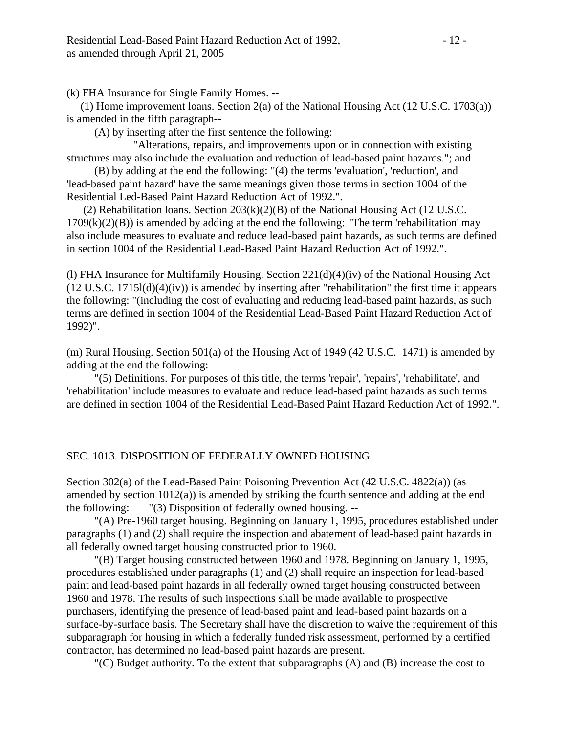(k) FHA Insurance for Single Family Homes. --

(1) Home improvement loans. Section 2(a) of the National Housing Act (12 U.S.C. 1703(a)) is amended in the fifth paragraph--

(A) by inserting after the first sentence the following:

"Alterations, repairs, and improvements upon or in connection with existing structures may also include the evaluation and reduction of lead-based paint hazards."; and

(B) by adding at the end the following: "(4) the terms 'evaluation', 'reduction', and 'lead-based paint hazard' have the same meanings given those terms in section 1004 of the Residential Led-Based Paint Hazard Reduction Act of 1992.".

(2) Rehabilitation loans. Section 203(k)(2)(B) of the National Housing Act (12 U.S.C. 1709(k)(2)(B)) is amended by adding at the end the following: "The term 'rehabilitation' may also include measures to evaluate and reduce lead-based paint hazards, as such terms are defined in section 1004 of the Residential Lead-Based Paint Hazard Reduction Act of 1992.".

(l) FHA Insurance for Multifamily Housing. Section 221(d)(4)(iv) of the National Housing Act (12 U.S.C. 1715l(d)(4)(iv)) is amended by inserting after "rehabilitation" the first time it appears the following: "(including the cost of evaluating and reducing lead-based paint hazards, as such terms are defined in section 1004 of the Residential Lead-Based Paint Hazard Reduction Act of 1992)".

(m) Rural Housing. Section 501(a) of the Housing Act of 1949 (42 U.S.C. 1471) is amended by adding at the end the following:

"(5) Definitions. For purposes of this title, the terms 'repair', 'repairs', 'rehabilitate', and 'rehabilitation' include measures to evaluate and reduce lead-based paint hazards as such terms are defined in section 1004 of the Residential Lead-Based Paint Hazard Reduction Act of 1992.".

## SEC. 1013. DISPOSITION OF FEDERALLY OWNED HOUSING.

Section 302(a) of the Lead-Based Paint Poisoning Prevention Act (42 U.S.C. 4822(a)) (as amended by section 1012(a)) is amended by striking the fourth sentence and adding at the end the following: "(3) Disposition of federally owned housing. --

"(A) Pre-1960 target housing. Beginning on January 1, 1995, procedures established under paragraphs (1) and (2) shall require the inspection and abatement of lead-based paint hazards in all federally owned target housing constructed prior to 1960.

"(B) Target housing constructed between 1960 and 1978. Beginning on January 1, 1995, procedures established under paragraphs (1) and (2) shall require an inspection for lead-based paint and lead-based paint hazards in all federally owned target housing constructed between 1960 and 1978. The results of such inspections shall be made available to prospective purchasers, identifying the presence of lead-based paint and lead-based paint hazards on a surface-by-surface basis. The Secretary shall have the discretion to waive the requirement of this subparagraph for housing in which a federally funded risk assessment, performed by a certified contractor, has determined no lead-based paint hazards are present.

"(C) Budget authority. To the extent that subparagraphs (A) and (B) increase the cost to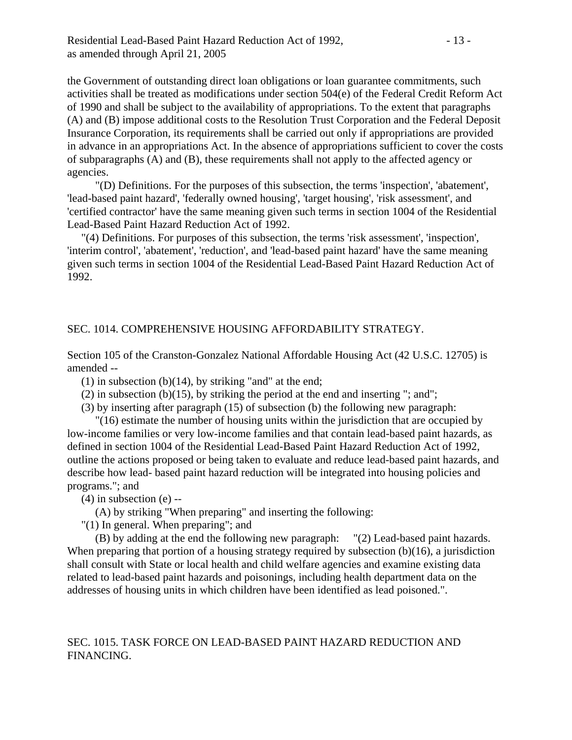the Government of outstanding direct loan obligations or loan guarantee commitments, such activities shall be treated as modifications under section 504(e) of the Federal Credit Reform Act of 1990 and shall be subject to the availability of appropriations. To the extent that paragraphs (A) and (B) impose additional costs to the Resolution Trust Corporation and the Federal Deposit Insurance Corporation, its requirements shall be carried out only if appropriations are provided in advance in an appropriations Act. In the absence of appropriations sufficient to cover the costs of subparagraphs (A) and (B), these requirements shall not apply to the affected agency or agencies.

"(D) Definitions. For the purposes of this subsection, the terms 'inspection', 'abatement', 'lead-based paint hazard', 'federally owned housing', 'target housing', 'risk assessment', and 'certified contractor' have the same meaning given such terms in section 1004 of the Residential Lead-Based Paint Hazard Reduction Act of 1992.

"(4) Definitions. For purposes of this subsection, the terms 'risk assessment', 'inspection', 'interim control', 'abatement', 'reduction', and 'lead-based paint hazard' have the same meaning given such terms in section 1004 of the Residential Lead-Based Paint Hazard Reduction Act of 1992.

## SEC. 1014. COMPREHENSIVE HOUSING AFFORDABILITY STRATEGY.

Section 105 of the Cranston-Gonzalez National Affordable Housing Act (42 U.S.C. 12705) is amended --

(1) in subsection (b)(14), by striking "and" at the end;

(2) in subsection (b)(15), by striking the period at the end and inserting "; and";

(3) by inserting after paragraph (15) of subsection (b) the following new paragraph:

"(16) estimate the number of housing units within the jurisdiction that are occupied by low-income families or very low-income families and that contain lead-based paint hazards, as defined in section 1004 of the Residential Lead-Based Paint Hazard Reduction Act of 1992, outline the actions proposed or being taken to evaluate and reduce lead-based paint hazards, and describe how lead- based paint hazard reduction will be integrated into housing policies and programs."; and

(4) in subsection (e) --

(A) by striking "When preparing" and inserting the following:

"(1) In general. When preparing"; and

(B) by adding at the end the following new paragraph: "(2) Lead-based paint hazards. When preparing that portion of a housing strategy required by subsection (b)(16), a jurisdiction shall consult with State or local health and child welfare agencies and examine existing data related to lead-based paint hazards and poisonings, including health department data on the addresses of housing units in which children have been identified as lead poisoned.".

## SEC. 1015. TASK FORCE ON LEAD-BASED PAINT HAZARD REDUCTION AND FINANCING.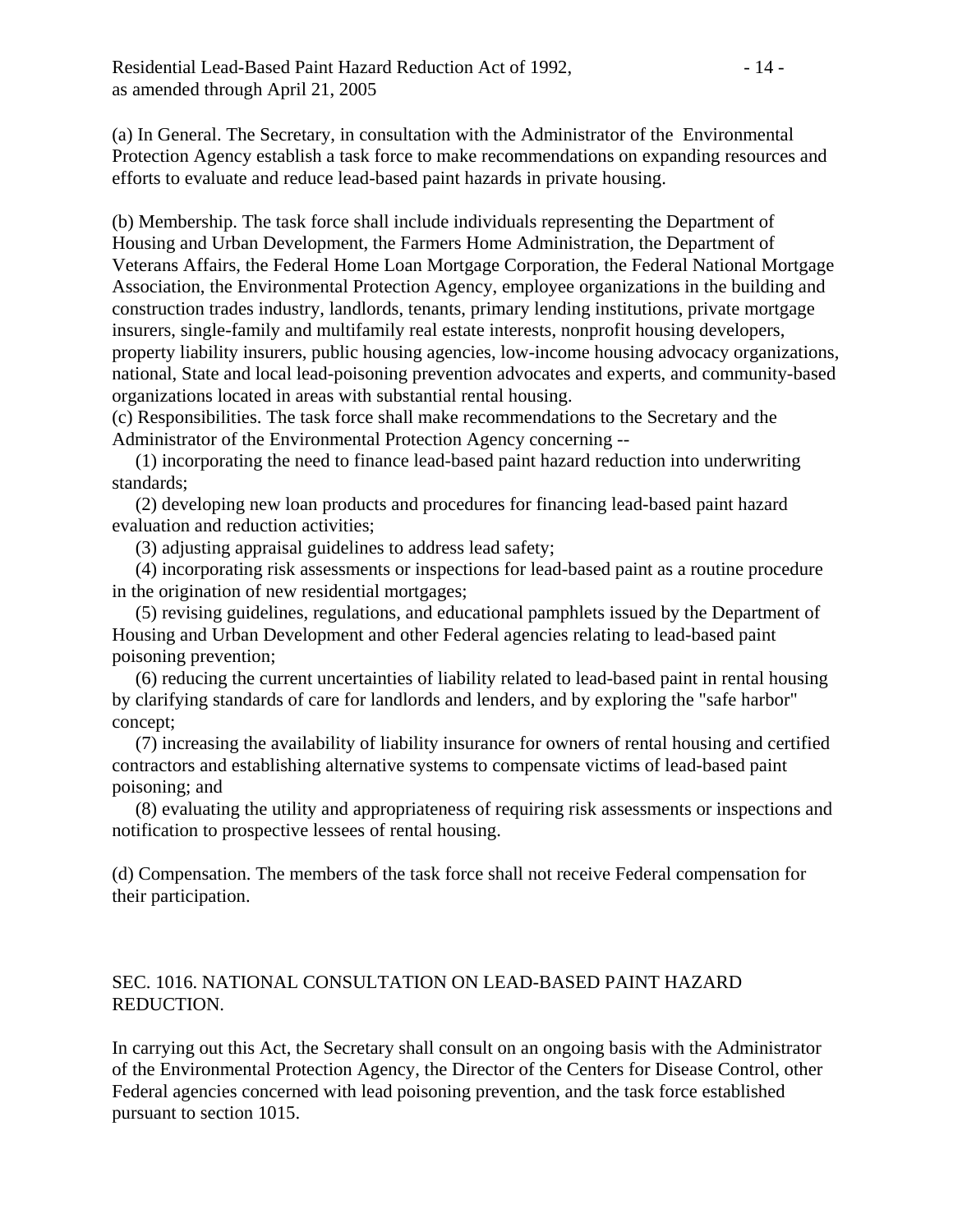(a) In General. The Secretary, in consultation with the Administrator of the Environmental Protection Agency establish a task force to make recommendations on expanding resources and efforts to evaluate and reduce lead-based paint hazards in private housing.

(b) Membership. The task force shall include individuals representing the Department of Housing and Urban Development, the Farmers Home Administration, the Department of Veterans Affairs, the Federal Home Loan Mortgage Corporation, the Federal National Mortgage Association, the Environmental Protection Agency, employee organizations in the building and construction trades industry, landlords, tenants, primary lending institutions, private mortgage insurers, single-family and multifamily real estate interests, nonprofit housing developers, property liability insurers, public housing agencies, low-income housing advocacy organizations, national, State and local lead-poisoning prevention advocates and experts, and community-based organizations located in areas with substantial rental housing.

(c) Responsibilities. The task force shall make recommendations to the Secretary and the Administrator of the Environmental Protection Agency concerning --

(1) incorporating the need to finance lead-based paint hazard reduction into underwriting standards;

(2) developing new loan products and procedures for financing lead-based paint hazard evaluation and reduction activities;

(3) adjusting appraisal guidelines to address lead safety;

(4) incorporating risk assessments or inspections for lead-based paint as a routine procedure in the origination of new residential mortgages;

(5) revising guidelines, regulations, and educational pamphlets issued by the Department of Housing and Urban Development and other Federal agencies relating to lead-based paint poisoning prevention;

(6) reducing the current uncertainties of liability related to lead-based paint in rental housing by clarifying standards of care for landlords and lenders, and by exploring the "safe harbor" concept;

(7) increasing the availability of liability insurance for owners of rental housing and certified contractors and establishing alternative systems to compensate victims of lead-based paint poisoning; and

(8) evaluating the utility and appropriateness of requiring risk assessments or inspections and notification to prospective lessees of rental housing.

(d) Compensation. The members of the task force shall not receive Federal compensation for their participation.

## SEC. 1016. NATIONAL CONSULTATION ON LEAD-BASED PAINT HAZARD REDUCTION.

In carrying out this Act, the Secretary shall consult on an ongoing basis with the Administrator of the Environmental Protection Agency, the Director of the Centers for Disease Control, other Federal agencies concerned with lead poisoning prevention, and the task force established pursuant to section 1015.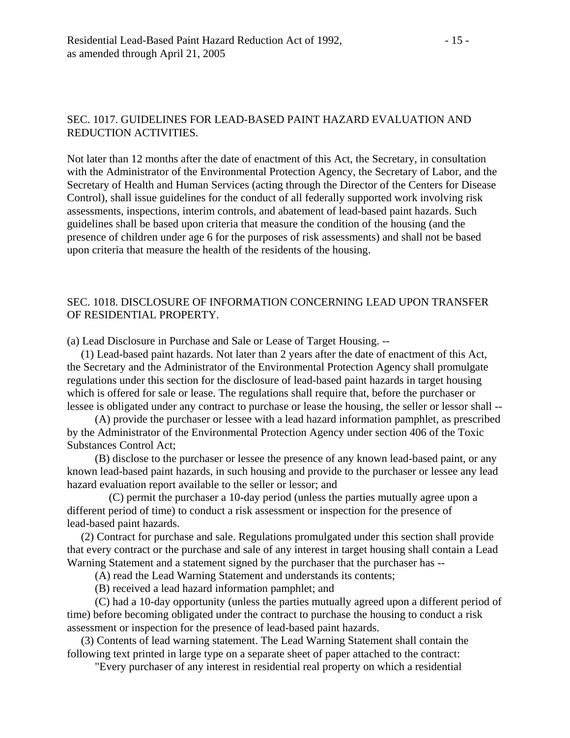## SEC. 1017. GUIDELINES FOR LEAD-BASED PAINT HAZARD EVALUATION AND REDUCTION ACTIVITIES.

Not later than 12 months after the date of enactment of this Act, the Secretary, in consultation with the Administrator of the Environmental Protection Agency, the Secretary of Labor, and the Secretary of Health and Human Services (acting through the Director of the Centers for Disease Control), shall issue guidelines for the conduct of all federally supported work involving risk assessments, inspections, interim controls, and abatement of lead-based paint hazards. Such guidelines shall be based upon criteria that measure the condition of the housing (and the presence of children under age 6 for the purposes of risk assessments) and shall not be based upon criteria that measure the health of the residents of the housing.

## SEC. 1018. DISCLOSURE OF INFORMATION CONCERNING LEAD UPON TRANSFER OF RESIDENTIAL PROPERTY.

(a) Lead Disclosure in Purchase and Sale or Lease of Target Housing. --

(1) Lead-based paint hazards. Not later than 2 years after the date of enactment of this Act, the Secretary and the Administrator of the Environmental Protection Agency shall promulgate regulations under this section for the disclosure of lead-based paint hazards in target housing which is offered for sale or lease. The regulations shall require that, before the purchaser or lessee is obligated under any contract to purchase or lease the housing, the seller or lessor shall --

(A) provide the purchaser or lessee with a lead hazard information pamphlet, as prescribed by the Administrator of the Environmental Protection Agency under section 406 of the Toxic Substances Control Act;

(B) disclose to the purchaser or lessee the presence of any known lead-based paint, or any known lead-based paint hazards, in such housing and provide to the purchaser or lessee any lead hazard evaluation report available to the seller or lessor; and

(C) permit the purchaser a 10-day period (unless the parties mutually agree upon a different period of time) to conduct a risk assessment or inspection for the presence of lead-based paint hazards.

(2) Contract for purchase and sale. Regulations promulgated under this section shall provide that every contract or the purchase and sale of any interest in target housing shall contain a Lead Warning Statement and a statement signed by the purchaser that the purchaser has --

(A) read the Lead Warning Statement and understands its contents;

(B) received a lead hazard information pamphlet; and

(C) had a 10-day opportunity (unless the parties mutually agreed upon a different period of time) before becoming obligated under the contract to purchase the housing to conduct a risk assessment or inspection for the presence of lead-based paint hazards.

(3) Contents of lead warning statement. The Lead Warning Statement shall contain the following text printed in large type on a separate sheet of paper attached to the contract:

"Every purchaser of any interest in residential real property on which a residential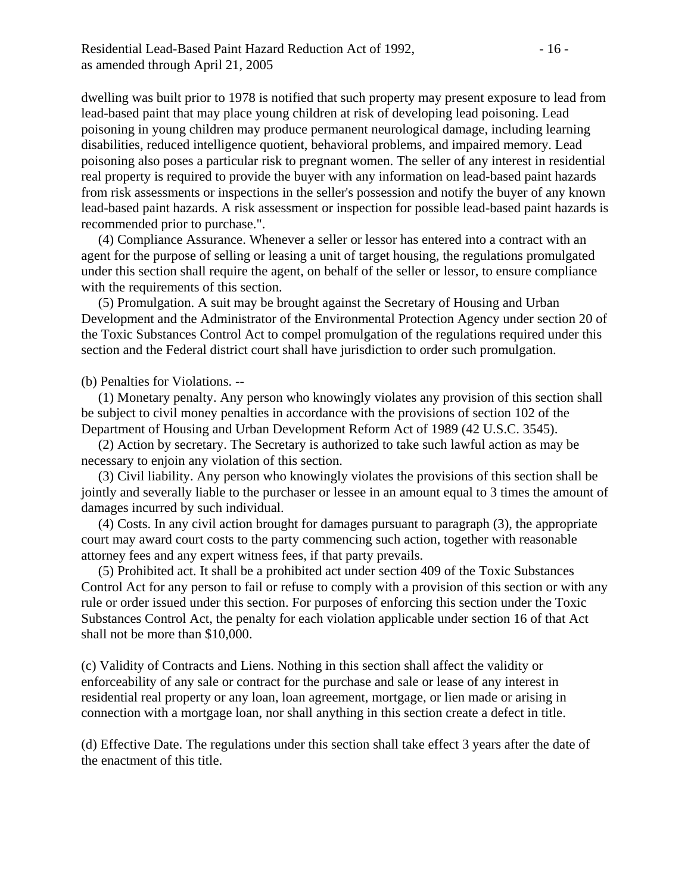dwelling was built prior to 1978 is notified that such property may present exposure to lead from lead-based paint that may place young children at risk of developing lead poisoning. Lead poisoning in young children may produce permanent neurological damage, including learning disabilities, reduced intelligence quotient, behavioral problems, and impaired memory. Lead poisoning also poses a particular risk to pregnant women. The seller of any interest in residential real property is required to provide the buyer with any information on lead-based paint hazards from risk assessments or inspections in the seller's possession and notify the buyer of any known lead-based paint hazards. A risk assessment or inspection for possible lead-based paint hazards is recommended prior to purchase.".

(4) Compliance Assurance. Whenever a seller or lessor has entered into a contract with an agent for the purpose of selling or leasing a unit of target housing, the regulations promulgated under this section shall require the agent, on behalf of the seller or lessor, to ensure compliance with the requirements of this section.

(5) Promulgation. A suit may be brought against the Secretary of Housing and Urban Development and the Administrator of the Environmental Protection Agency under section 20 of the Toxic Substances Control Act to compel promulgation of the regulations required under this section and the Federal district court shall have jurisdiction to order such promulgation.

(b) Penalties for Violations. --

(1) Monetary penalty. Any person who knowingly violates any provision of this section shall be subject to civil money penalties in accordance with the provisions of section 102 of the Department of Housing and Urban Development Reform Act of 1989 (42 U.S.C. 3545).

(2) Action by secretary. The Secretary is authorized to take such lawful action as may be necessary to enjoin any violation of this section.

(3) Civil liability. Any person who knowingly violates the provisions of this section shall be jointly and severally liable to the purchaser or lessee in an amount equal to 3 times the amount of damages incurred by such individual.

(4) Costs. In any civil action brought for damages pursuant to paragraph (3), the appropriate court may award court costs to the party commencing such action, together with reasonable attorney fees and any expert witness fees, if that party prevails.

(5) Prohibited act. It shall be a prohibited act under section 409 of the Toxic Substances Control Act for any person to fail or refuse to comply with a provision of this section or with any rule or order issued under this section. For purposes of enforcing this section under the Toxic Substances Control Act, the penalty for each violation applicable under section 16 of that Act shall not be more than $10,000.

(c) Validity of Contracts and Liens. Nothing in this section shall affect the validity or enforceability of any sale or contract for the purchase and sale or lease of any interest in residential real property or any loan, loan agreement, mortgage, or lien made or arising in connection with a mortgage loan, nor shall anything in this section create a defect in title.

(d) Effective Date. The regulations under this section shall take effect 3 years after the date of the enactment of this title.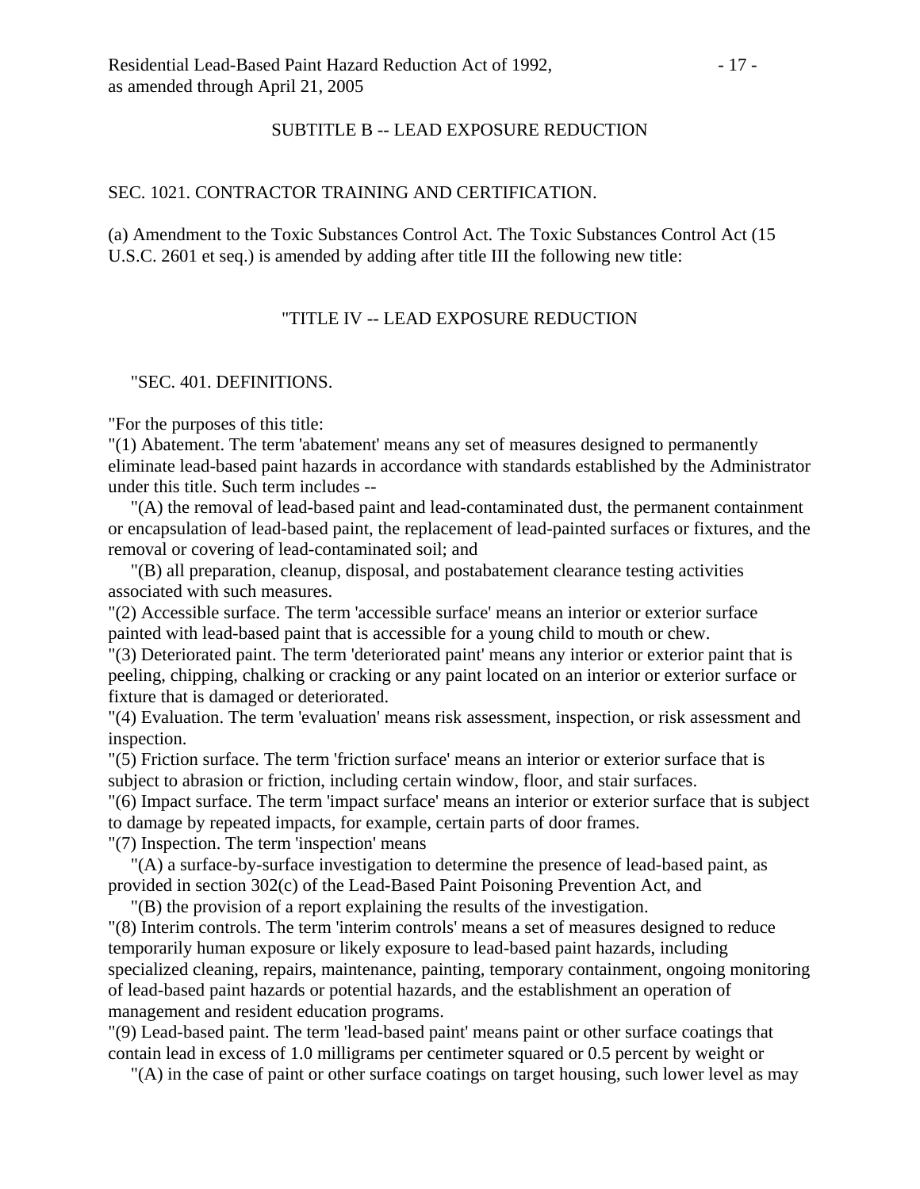## SUBTITLE B -- LEAD EXPOSURE REDUCTION

### SEC. 1021. CONTRACTOR TRAINING AND CERTIFICATION.

(a) Amendment to the Toxic Substances Control Act. The Toxic Substances Control Act (15 U.S.C. 2601 et seq.) is amended by adding after title III the following new title:

"TITLE IV -- LEAD EXPOSURE REDUCTION

"SEC. 401. DEFINITIONS.

"For the purposes of this title:

"(1) Abatement. The term 'abatement' means any set of measures designed to permanently eliminate lead-based paint hazards in accordance with standards established by the Administrator under this title. Such term includes --

"(A) the removal of lead-based paint and lead-contaminated dust, the permanent containment or encapsulation of lead-based paint, the replacement of lead-painted surfaces or fixtures, and the removal or covering of lead-contaminated soil; and

"(B) all preparation, cleanup, disposal, and postabatement clearance testing activities associated with such measures.

"(2) Accessible surface. The term 'accessible surface' means an interior or exterior surface painted with lead-based paint that is accessible for a young child to mouth or chew.

"(3) Deteriorated paint. The term 'deteriorated paint' means any interior or exterior paint that is peeling, chipping, chalking or cracking or any paint located on an interior or exterior surface or fixture that is damaged or deteriorated.

"(4) Evaluation. The term 'evaluation' means risk assessment, inspection, or risk assessment and inspection.

"(5) Friction surface. The term 'friction surface' means an interior or exterior surface that is subject to abrasion or friction, including certain window, floor, and stair surfaces.

"(6) Impact surface. The term 'impact surface' means an interior or exterior surface that is subject to damage by repeated impacts, for example, certain parts of door frames.

"(7) Inspection. The term 'inspection' means

"(A) a surface-by-surface investigation to determine the presence of lead-based paint, as provided in section 302(c) of the Lead-Based Paint Poisoning Prevention Act, and

"(B) the provision of a report explaining the results of the investigation.

"(8) Interim controls. The term 'interim controls' means a set of measures designed to reduce temporarily human exposure or likely exposure to lead-based paint hazards, including specialized cleaning, repairs, maintenance, painting, temporary containment, ongoing monitoring of lead-based paint hazards or potential hazards, and the establishment an operation of management and resident education programs.

"(9) Lead-based paint. The term 'lead-based paint' means paint or other surface coatings that contain lead in excess of 1.0 milligrams per centimeter squared or 0.5 percent by weight or

"(A) in the case of paint or other surface coatings on target housing, such lower level as may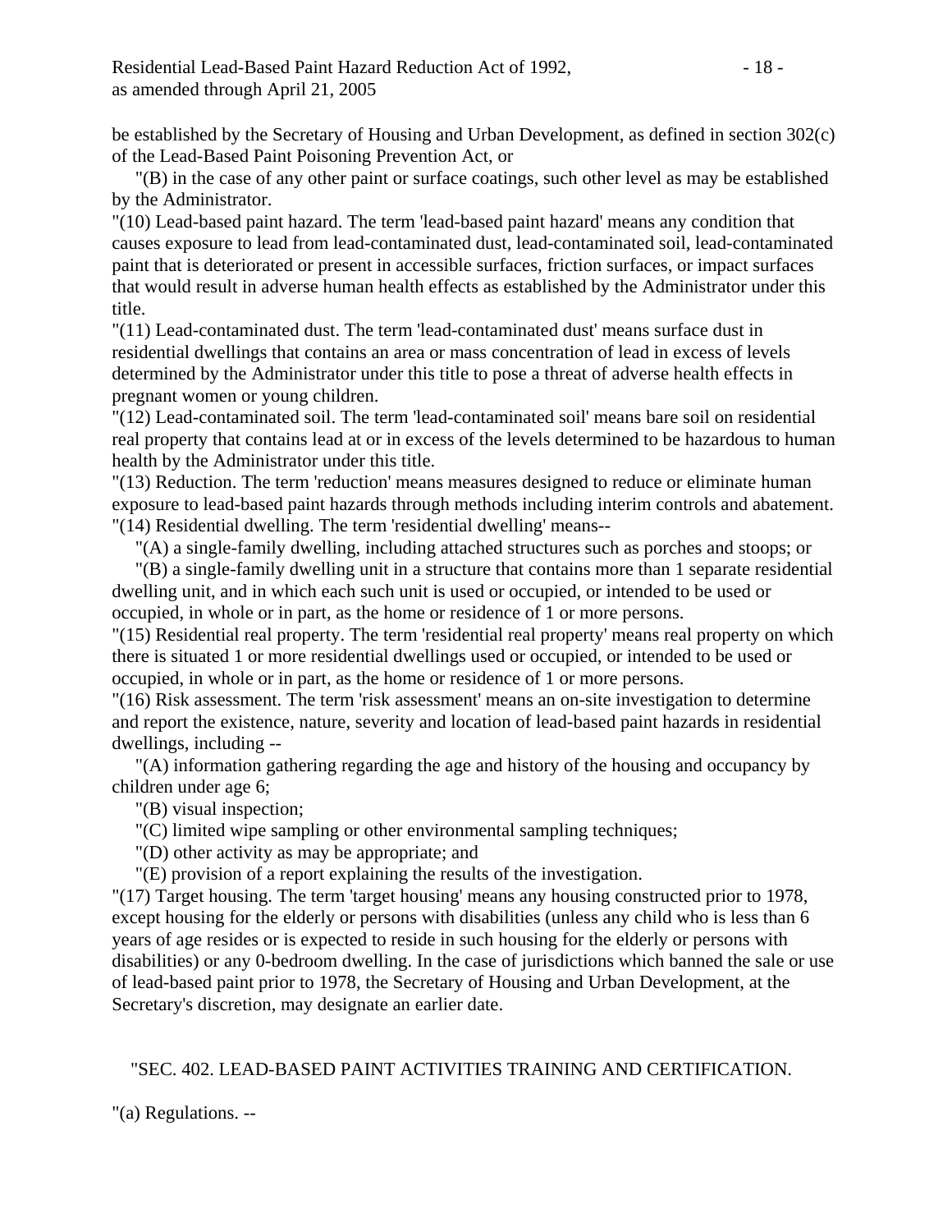be established by the Secretary of Housing and Urban Development, as defined in section 302(c) of the Lead-Based Paint Poisoning Prevention Act, or

"(B) in the case of any other paint or surface coatings, such other level as may be established by the Administrator.

"(10) Lead-based paint hazard. The term 'lead-based paint hazard' means any condition that causes exposure to lead from lead-contaminated dust, lead-contaminated soil, lead-contaminated paint that is deteriorated or present in accessible surfaces, friction surfaces, or impact surfaces that would result in adverse human health effects as established by the Administrator under this title.

"(11) Lead-contaminated dust. The term 'lead-contaminated dust' means surface dust in residential dwellings that contains an area or mass concentration of lead in excess of levels determined by the Administrator under this title to pose a threat of adverse health effects in pregnant women or young children.

"(12) Lead-contaminated soil. The term 'lead-contaminated soil' means bare soil on residential real property that contains lead at or in excess of the levels determined to be hazardous to human health by the Administrator under this title.

"(13) Reduction. The term 'reduction' means measures designed to reduce or eliminate human exposure to lead-based paint hazards through methods including interim controls and abatement.

"(14) Residential dwelling. The term 'residential dwelling' means--

"(A) a single-family dwelling, including attached structures such as porches and stoops; or

"(B) a single-family dwelling unit in a structure that contains more than 1 separate residential dwelling unit, and in which each such unit is used or occupied, or intended to be used or occupied, in whole or in part, as the home or residence of 1 or more persons.

"(15) Residential real property. The term 'residential real property' means real property on which there is situated 1 or more residential dwellings used or occupied, or intended to be used or occupied, in whole or in part, as the home or residence of 1 or more persons.

"(16) Risk assessment. The term 'risk assessment' means an on-site investigation to determine and report the existence, nature, severity and location of lead-based paint hazards in residential dwellings, including --

"(A) information gathering regarding the age and history of the housing and occupancy by children under age 6;

"(B) visual inspection;

"(C) limited wipe sampling or other environmental sampling techniques;

"(D) other activity as may be appropriate; and

"(E) provision of a report explaining the results of the investigation.

"(17) Target housing. The term 'target housing' means any housing constructed prior to 1978, except housing for the elderly or persons with disabilities (unless any child who is less than 6 years of age resides or is expected to reside in such housing for the elderly or persons with disabilities) or any 0-bedroom dwelling. In the case of jurisdictions which banned the sale or use of lead-based paint prior to 1978, the Secretary of Housing and Urban Development, at the Secretary's discretion, may designate an earlier date.

"SEC. 402. LEAD-BASED PAINT ACTIVITIES TRAINING AND CERTIFICATION.

"(a) Regulations. --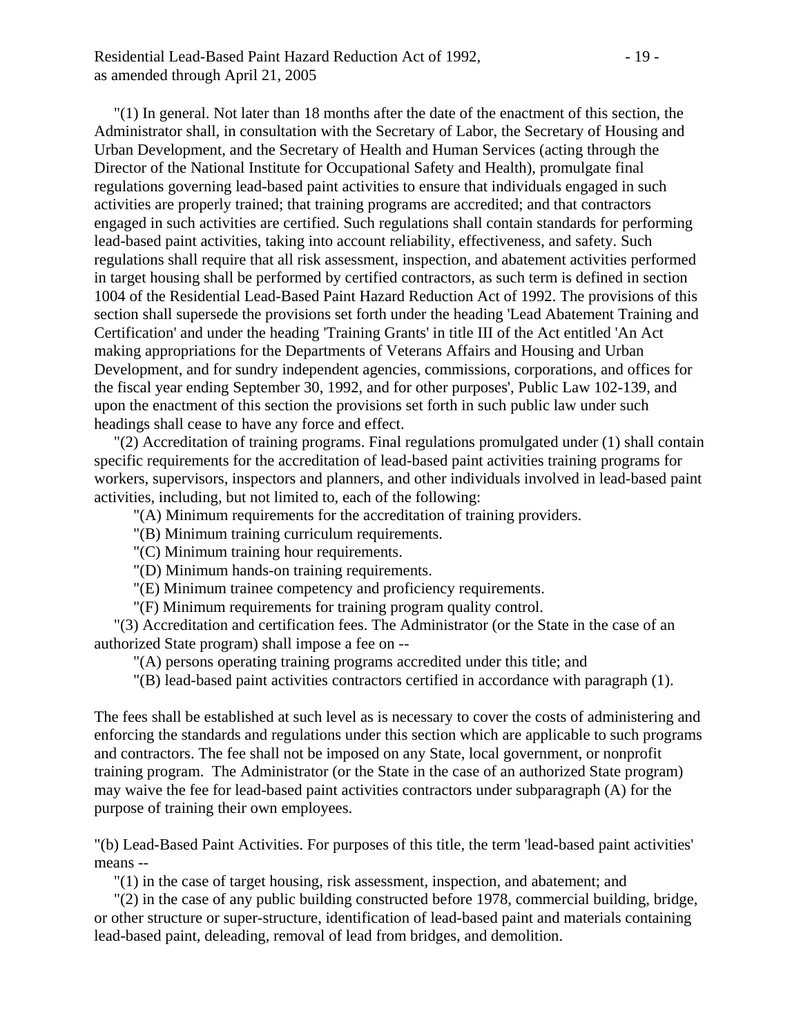"(1) In general. Not later than 18 months after the date of the enactment of this section, the Administrator shall, in consultation with the Secretary of Labor, the Secretary of Housing and Urban Development, and the Secretary of Health and Human Services (acting through the Director of the National Institute for Occupational Safety and Health), promulgate final regulations governing lead-based paint activities to ensure that individuals engaged in such activities are properly trained; that training programs are accredited; and that contractors engaged in such activities are certified. Such regulations shall contain standards for performing lead-based paint activities, taking into account reliability, effectiveness, and safety. Such regulations shall require that all risk assessment, inspection, and abatement activities performed in target housing shall be performed by certified contractors, as such term is defined in section 1004 of the Residential Lead-Based Paint Hazard Reduction Act of 1992. The provisions of this section shall supersede the provisions set forth under the heading 'Lead Abatement Training and Certification' and under the heading 'Training Grants' in title III of the Act entitled 'An Act making appropriations for the Departments of Veterans Affairs and Housing and Urban Development, and for sundry independent agencies, commissions, corporations, and offices for the fiscal year ending September 30, 1992, and for other purposes', Public Law 102-139, and upon the enactment of this section the provisions set forth in such public law under such headings shall cease to have any force and effect.

"(2) Accreditation of training programs. Final regulations promulgated under (1) shall contain specific requirements for the accreditation of lead-based paint activities training programs for workers, supervisors, inspectors and planners, and other individuals involved in lead-based paint activities, including, but not limited to, each of the following:

"(A) Minimum requirements for the accreditation of training providers.

"(B) Minimum training curriculum requirements.

"(C) Minimum training hour requirements.

"(D) Minimum hands-on training requirements.

"(E) Minimum trainee competency and proficiency requirements.

"(F) Minimum requirements for training program quality control.

"(3) Accreditation and certification fees. The Administrator (or the State in the case of an authorized State program) shall impose a fee on --

"(A) persons operating training programs accredited under this title; and

"(B) lead-based paint activities contractors certified in accordance with paragraph (1).

The fees shall be established at such level as is necessary to cover the costs of administering and enforcing the standards and regulations under this section which are applicable to such programs and contractors. The fee shall not be imposed on any State, local government, or nonprofit training program. The Administrator (or the State in the case of an authorized State program) may waive the fee for lead-based paint activities contractors under subparagraph (A) for the purpose of training their own employees.

"(b) Lead-Based Paint Activities. For purposes of this title, the term 'lead-based paint activities' means --

"(1) in the case of target housing, risk assessment, inspection, and abatement; and

"(2) in the case of any public building constructed before 1978, commercial building, bridge, or other structure or super-structure, identification of lead-based paint and materials containing lead-based paint, deleading, removal of lead from bridges, and demolition.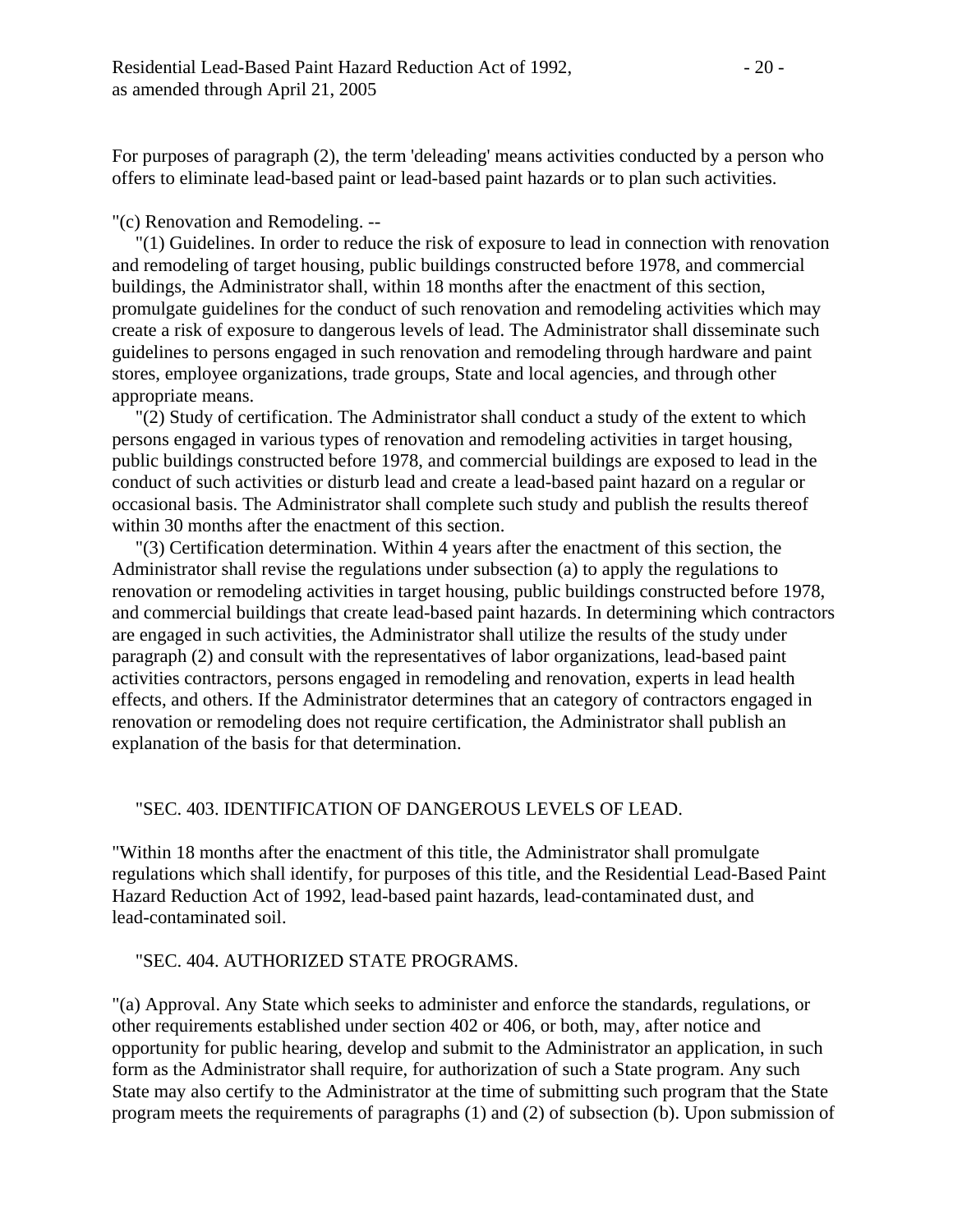For purposes of paragraph (2), the term 'deleading' means activities conducted by a person who offers to eliminate lead-based paint or lead-based paint hazards or to plan such activities.

"(c) Renovation and Remodeling. --

"(1) Guidelines. In order to reduce the risk of exposure to lead in connection with renovation and remodeling of target housing, public buildings constructed before 1978, and commercial buildings, the Administrator shall, within 18 months after the enactment of this section, promulgate guidelines for the conduct of such renovation and remodeling activities which may create a risk of exposure to dangerous levels of lead. The Administrator shall disseminate such guidelines to persons engaged in such renovation and remodeling through hardware and paint stores, employee organizations, trade groups, State and local agencies, and through other appropriate means.

"(2) Study of certification. The Administrator shall conduct a study of the extent to which persons engaged in various types of renovation and remodeling activities in target housing, public buildings constructed before 1978, and commercial buildings are exposed to lead in the conduct of such activities or disturb lead and create a lead-based paint hazard on a regular or occasional basis. The Administrator shall complete such study and publish the results thereof within 30 months after the enactment of this section.

"(3) Certification determination. Within 4 years after the enactment of this section, the Administrator shall revise the regulations under subsection (a) to apply the regulations to renovation or remodeling activities in target housing, public buildings constructed before 1978, and commercial buildings that create lead-based paint hazards. In determining which contractors are engaged in such activities, the Administrator shall utilize the results of the study under paragraph (2) and consult with the representatives of labor organizations, lead-based paint activities contractors, persons engaged in remodeling and renovation, experts in lead health effects, and others. If the Administrator determines that an category of contractors engaged in renovation or remodeling does not require certification, the Administrator shall publish an explanation of the basis for that determination.

"SEC. 403. IDENTIFICATION OF DANGEROUS LEVELS OF LEAD.

"Within 18 months after the enactment of this title, the Administrator shall promulgate regulations which shall identify, for purposes of this title, and the Residential Lead-Based Paint Hazard Reduction Act of 1992, lead-based paint hazards, lead-contaminated dust, and lead-contaminated soil.

"SEC. 404. AUTHORIZED STATE PROGRAMS.

"(a) Approval. Any State which seeks to administer and enforce the standards, regulations, or other requirements established under section 402 or 406, or both, may, after notice and opportunity for public hearing, develop and submit to the Administrator an application, in such form as the Administrator shall require, for authorization of such a State program. Any such State may also certify to the Administrator at the time of submitting such program that the State program meets the requirements of paragraphs (1) and (2) of subsection (b). Upon submission of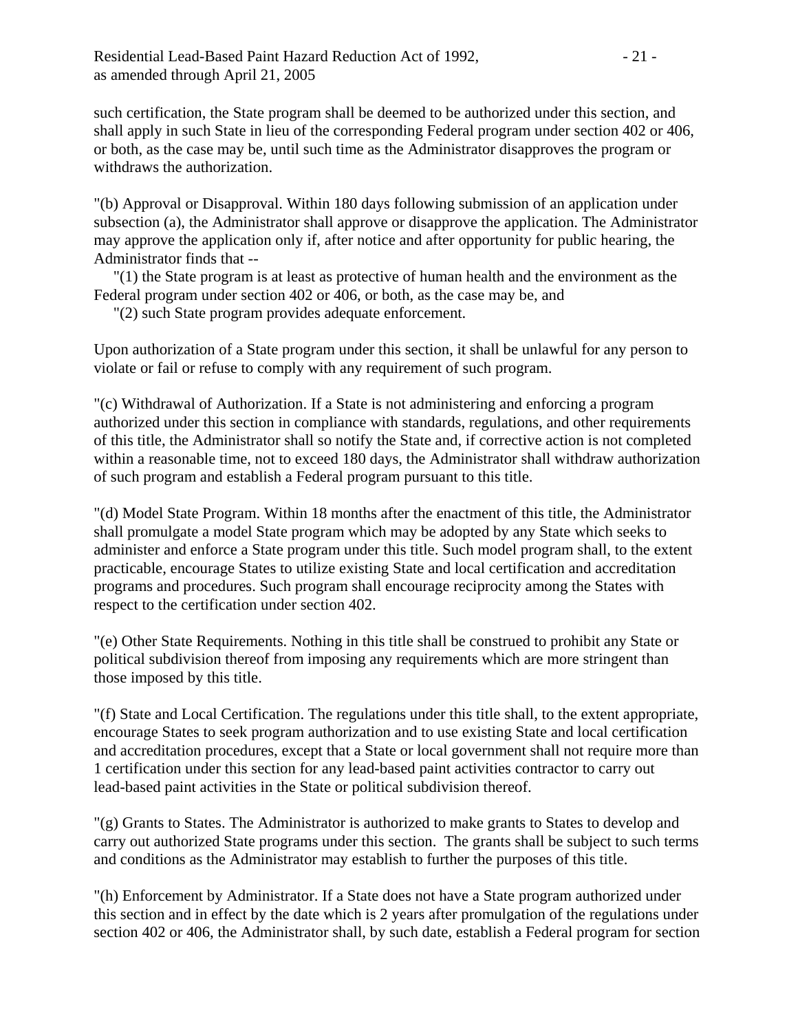such certification, the State program shall be deemed to be authorized under this section, and shall apply in such State in lieu of the corresponding Federal program under section 402 or 406, or both, as the case may be, until such time as the Administrator disapproves the program or withdraws the authorization.

"(b) Approval or Disapproval. Within 180 days following submission of an application under subsection (a), the Administrator shall approve or disapprove the application. The Administrator may approve the application only if, after notice and after opportunity for public hearing, the Administrator finds that --

"(1) the State program is at least as protective of human health and the environment as the Federal program under section 402 or 406, or both, as the case may be, and

"(2) such State program provides adequate enforcement.

Upon authorization of a State program under this section, it shall be unlawful for any person to violate or fail or refuse to comply with any requirement of such program.

"(c) Withdrawal of Authorization. If a State is not administering and enforcing a program authorized under this section in compliance with standards, regulations, and other requirements of this title, the Administrator shall so notify the State and, if corrective action is not completed within a reasonable time, not to exceed 180 days, the Administrator shall withdraw authorization of such program and establish a Federal program pursuant to this title.

"(d) Model State Program. Within 18 months after the enactment of this title, the Administrator shall promulgate a model State program which may be adopted by any State which seeks to administer and enforce a State program under this title. Such model program shall, to the extent practicable, encourage States to utilize existing State and local certification and accreditation programs and procedures. Such program shall encourage reciprocity among the States with respect to the certification under section 402.

"(e) Other State Requirements. Nothing in this title shall be construed to prohibit any State or political subdivision thereof from imposing any requirements which are more stringent than those imposed by this title.

"(f) State and Local Certification. The regulations under this title shall, to the extent appropriate, encourage States to seek program authorization and to use existing State and local certification and accreditation procedures, except that a State or local government shall not require more than 1 certification under this section for any lead-based paint activities contractor to carry out lead-based paint activities in the State or political subdivision thereof.

"(g) Grants to States. The Administrator is authorized to make grants to States to develop and carry out authorized State programs under this section. The grants shall be subject to such terms and conditions as the Administrator may establish to further the purposes of this title.

"(h) Enforcement by Administrator. If a State does not have a State program authorized under this section and in effect by the date which is 2 years after promulgation of the regulations under section 402 or 406, the Administrator shall, by such date, establish a Federal program for section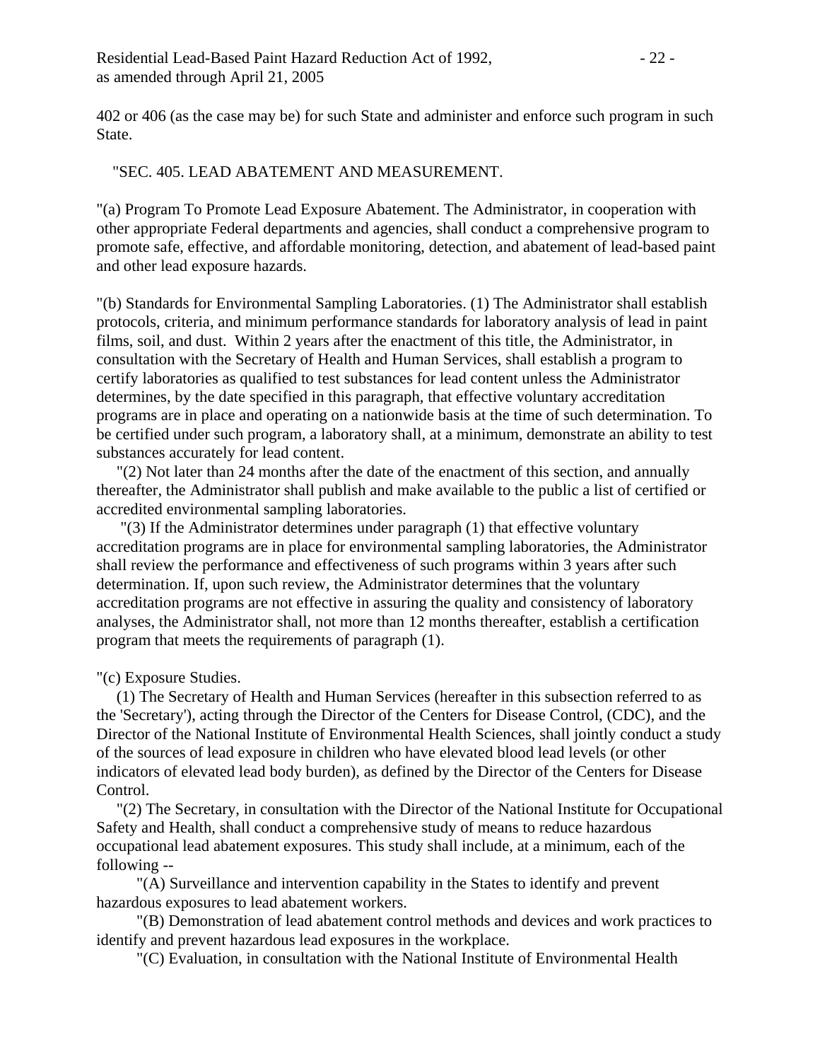402 or 406 (as the case may be) for such State and administer and enforce such program in such State.

"SEC. 405. LEAD ABATEMENT AND MEASUREMENT.

"(a) Program To Promote Lead Exposure Abatement. The Administrator, in cooperation with other appropriate Federal departments and agencies, shall conduct a comprehensive program to promote safe, effective, and affordable monitoring, detection, and abatement of lead-based paint and other lead exposure hazards.

"(b) Standards for Environmental Sampling Laboratories. (1) The Administrator shall establish protocols, criteria, and minimum performance standards for laboratory analysis of lead in paint films, soil, and dust. Within 2 years after the enactment of this title, the Administrator, in consultation with the Secretary of Health and Human Services, shall establish a program to certify laboratories as qualified to test substances for lead content unless the Administrator determines, by the date specified in this paragraph, that effective voluntary accreditation programs are in place and operating on a nationwide basis at the time of such determination. To be certified under such program, a laboratory shall, at a minimum, demonstrate an ability to test substances accurately for lead content.

"(2) Not later than 24 months after the date of the enactment of this section, and annually thereafter, the Administrator shall publish and make available to the public a list of certified or accredited environmental sampling laboratories.

"(3) If the Administrator determines under paragraph (1) that effective voluntary accreditation programs are in place for environmental sampling laboratories, the Administrator shall review the performance and effectiveness of such programs within 3 years after such determination. If, upon such review, the Administrator determines that the voluntary accreditation programs are not effective in assuring the quality and consistency of laboratory analyses, the Administrator shall, not more than 12 months thereafter, establish a certification program that meets the requirements of paragraph (1).

"(c) Exposure Studies.

(1) The Secretary of Health and Human Services (hereafter in this subsection referred to as the 'Secretary'), acting through the Director of the Centers for Disease Control, (CDC), and the Director of the National Institute of Environmental Health Sciences, shall jointly conduct a study of the sources of lead exposure in children who have elevated blood lead levels (or other indicators of elevated lead body burden), as defined by the Director of the Centers for Disease Control.

"(2) The Secretary, in consultation with the Director of the National Institute for Occupational Safety and Health, shall conduct a comprehensive study of means to reduce hazardous occupational lead abatement exposures. This study shall include, at a minimum, each of the following --

"(A) Surveillance and intervention capability in the States to identify and prevent hazardous exposures to lead abatement workers.

"(B) Demonstration of lead abatement control methods and devices and work practices to identify and prevent hazardous lead exposures in the workplace.

"(C) Evaluation, in consultation with the National Institute of Environmental Health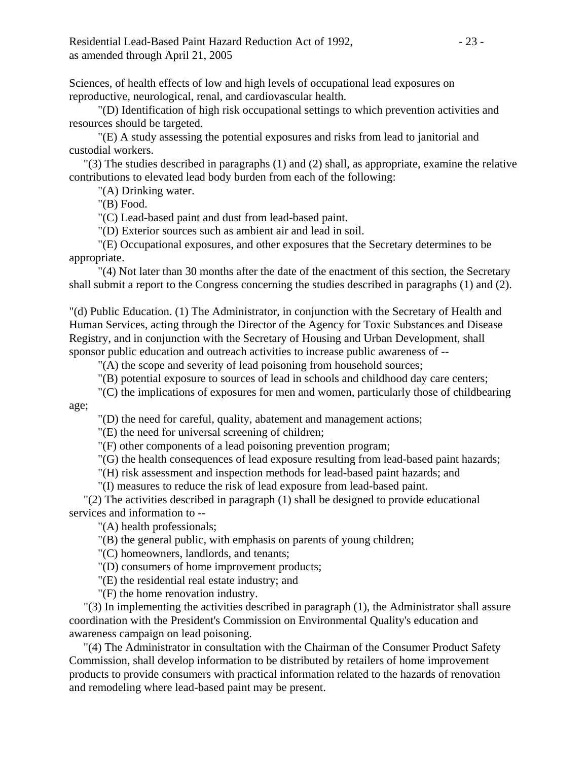Sciences, of health effects of low and high levels of occupational lead exposures on reproductive, neurological, renal, and cardiovascular health.

"(D) Identification of high risk occupational settings to which prevention activities and resources should be targeted.

"(E) A study assessing the potential exposures and risks from lead to janitorial and custodial workers.

"(3) The studies described in paragraphs (1) and (2) shall, as appropriate, examine the relative contributions to elevated lead body burden from each of the following:

"(A) Drinking water.

"(B) Food.

"(C) Lead-based paint and dust from lead-based paint.

"(D) Exterior sources such as ambient air and lead in soil.

"(E) Occupational exposures, and other exposures that the Secretary determines to be appropriate.

"(4) Not later than 30 months after the date of the enactment of this section, the Secretary shall submit a report to the Congress concerning the studies described in paragraphs (1) and (2).

"(d) Public Education. (1) The Administrator, in conjunction with the Secretary of Health and Human Services, acting through the Director of the Agency for Toxic Substances and Disease Registry, and in conjunction with the Secretary of Housing and Urban Development, shall sponsor public education and outreach activities to increase public awareness of --

"(A) the scope and severity of lead poisoning from household sources;

"(B) potential exposure to sources of lead in schools and childhood day care centers;

"(C) the implications of exposures for men and women, particularly those of childbearing age;

"(D) the need for careful, quality, abatement and management actions;

"(E) the need for universal screening of children;

"(F) other components of a lead poisoning prevention program;

"(G) the health consequences of lead exposure resulting from lead-based paint hazards;

"(H) risk assessment and inspection methods for lead-based paint hazards; and

"(I) measures to reduce the risk of lead exposure from lead-based paint.

"(2) The activities described in paragraph (1) shall be designed to provide educational services and information to --

"(A) health professionals;

"(B) the general public, with emphasis on parents of young children;

"(C) homeowners, landlords, and tenants;

"(D) consumers of home improvement products;

"(E) the residential real estate industry; and

"(F) the home renovation industry.

"(3) In implementing the activities described in paragraph (1), the Administrator shall assure coordination with the President's Commission on Environmental Quality's education and awareness campaign on lead poisoning.

"(4) The Administrator in consultation with the Chairman of the Consumer Product Safety Commission, shall develop information to be distributed by retailers of home improvement products to provide consumers with practical information related to the hazards of renovation and remodeling where lead-based paint may be present.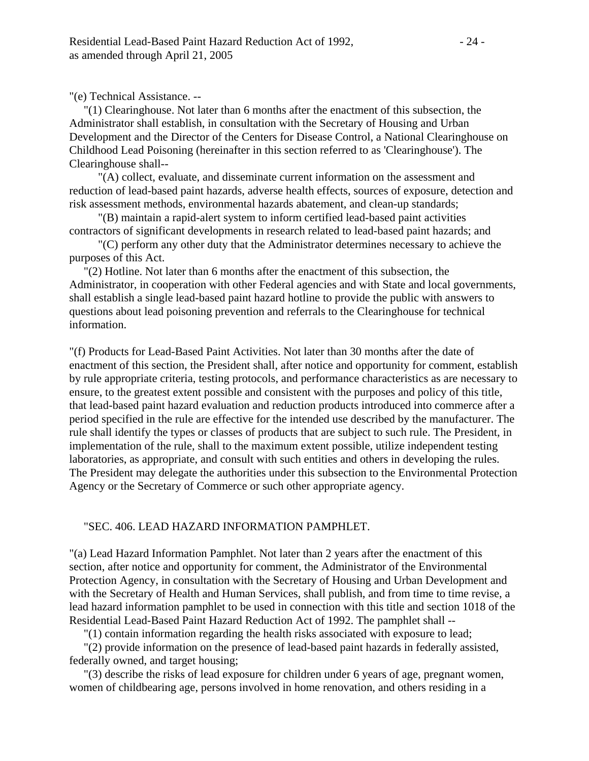"(e) Technical Assistance. --

"(1) Clearinghouse. Not later than 6 months after the enactment of this subsection, the Administrator shall establish, in consultation with the Secretary of Housing and Urban Development and the Director of the Centers for Disease Control, a National Clearinghouse on Childhood Lead Poisoning (hereinafter in this section referred to as 'Clearinghouse'). The Clearinghouse shall--

"(A) collect, evaluate, and disseminate current information on the assessment and reduction of lead-based paint hazards, adverse health effects, sources of exposure, detection and risk assessment methods, environmental hazards abatement, and clean-up standards;

"(B) maintain a rapid-alert system to inform certified lead-based paint activities contractors of significant developments in research related to lead-based paint hazards; and

"(C) perform any other duty that the Administrator determines necessary to achieve the purposes of this Act.

"(2) Hotline. Not later than 6 months after the enactment of this subsection, the Administrator, in cooperation with other Federal agencies and with State and local governments, shall establish a single lead-based paint hazard hotline to provide the public with answers to questions about lead poisoning prevention and referrals to the Clearinghouse for technical information.

"(f) Products for Lead-Based Paint Activities. Not later than 30 months after the date of enactment of this section, the President shall, after notice and opportunity for comment, establish by rule appropriate criteria, testing protocols, and performance characteristics as are necessary to ensure, to the greatest extent possible and consistent with the purposes and policy of this title, that lead-based paint hazard evaluation and reduction products introduced into commerce after a period specified in the rule are effective for the intended use described by the manufacturer. The rule shall identify the types or classes of products that are subject to such rule. The President, in implementation of the rule, shall to the maximum extent possible, utilize independent testing laboratories, as appropriate, and consult with such entities and others in developing the rules. The President may delegate the authorities under this subsection to the Environmental Protection Agency or the Secretary of Commerce or such other appropriate agency.

"SEC. 406. LEAD HAZARD INFORMATION PAMPHLET.

"(a) Lead Hazard Information Pamphlet. Not later than 2 years after the enactment of this section, after notice and opportunity for comment, the Administrator of the Environmental Protection Agency, in consultation with the Secretary of Housing and Urban Development and with the Secretary of Health and Human Services, shall publish, and from time to time revise, a lead hazard information pamphlet to be used in connection with this title and section 1018 of the Residential Lead-Based Paint Hazard Reduction Act of 1992. The pamphlet shall --

"(1) contain information regarding the health risks associated with exposure to lead;

"(2) provide information on the presence of lead-based paint hazards in federally assisted, federally owned, and target housing;

"(3) describe the risks of lead exposure for children under 6 years of age, pregnant women, women of childbearing age, persons involved in home renovation, and others residing in a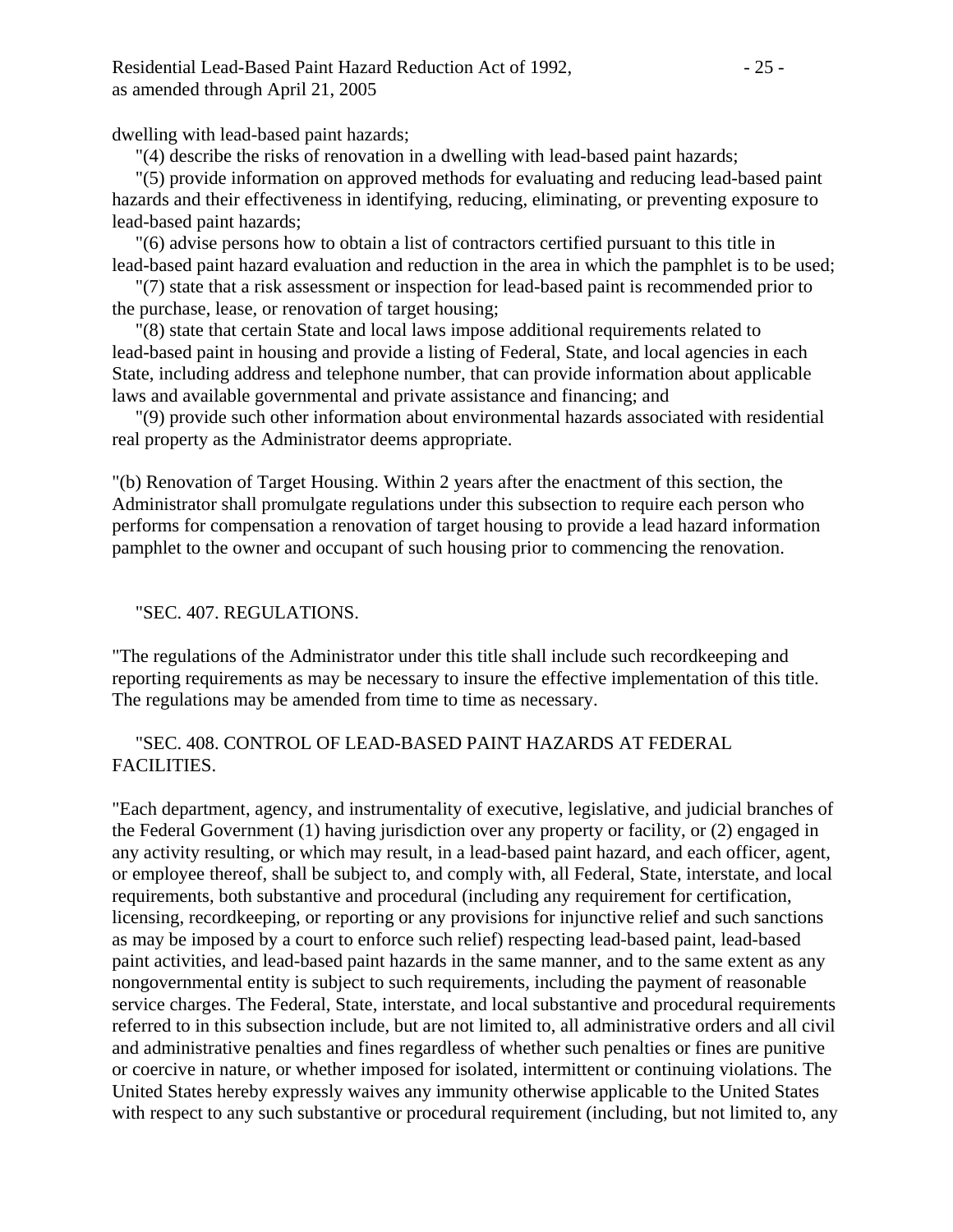dwelling with lead-based paint hazards;

"(4) describe the risks of renovation in a dwelling with lead-based paint hazards;

"(5) provide information on approved methods for evaluating and reducing lead-based paint hazards and their effectiveness in identifying, reducing, eliminating, or preventing exposure to lead-based paint hazards;

"(6) advise persons how to obtain a list of contractors certified pursuant to this title in lead-based paint hazard evaluation and reduction in the area in which the pamphlet is to be used;

"(7) state that a risk assessment or inspection for lead-based paint is recommended prior to the purchase, lease, or renovation of target housing;

"(8) state that certain State and local laws impose additional requirements related to lead-based paint in housing and provide a listing of Federal, State, and local agencies in each State, including address and telephone number, that can provide information about applicable laws and available governmental and private assistance and financing; and

"(9) provide such other information about environmental hazards associated with residential real property as the Administrator deems appropriate.

"(b) Renovation of Target Housing. Within 2 years after the enactment of this section, the Administrator shall promulgate regulations under this subsection to require each person who performs for compensation a renovation of target housing to provide a lead hazard information pamphlet to the owner and occupant of such housing prior to commencing the renovation.

"SEC. 407. REGULATIONS.

"The regulations of the Administrator under this title shall include such recordkeeping and reporting requirements as may be necessary to insure the effective implementation of this title. The regulations may be amended from time to time as necessary.

"SEC. 408. CONTROL OF LEAD-BASED PAINT HAZARDS AT FEDERAL FACILITIES.

"Each department, agency, and instrumentality of executive, legislative, and judicial branches of the Federal Government (1) having jurisdiction over any property or facility, or (2) engaged in any activity resulting, or which may result, in a lead-based paint hazard, and each officer, agent, or employee thereof, shall be subject to, and comply with, all Federal, State, interstate, and local requirements, both substantive and procedural (including any requirement for certification, licensing, recordkeeping, or reporting or any provisions for injunctive relief and such sanctions as may be imposed by a court to enforce such relief) respecting lead-based paint, lead-based paint activities, and lead-based paint hazards in the same manner, and to the same extent as any nongovernmental entity is subject to such requirements, including the payment of reasonable service charges. The Federal, State, interstate, and local substantive and procedural requirements referred to in this subsection include, but are not limited to, all administrative orders and all civil and administrative penalties and fines regardless of whether such penalties or fines are punitive or coercive in nature, or whether imposed for isolated, intermittent or continuing violations. The United States hereby expressly waives any immunity otherwise applicable to the United States with respect to any such substantive or procedural requirement (including, but not limited to, any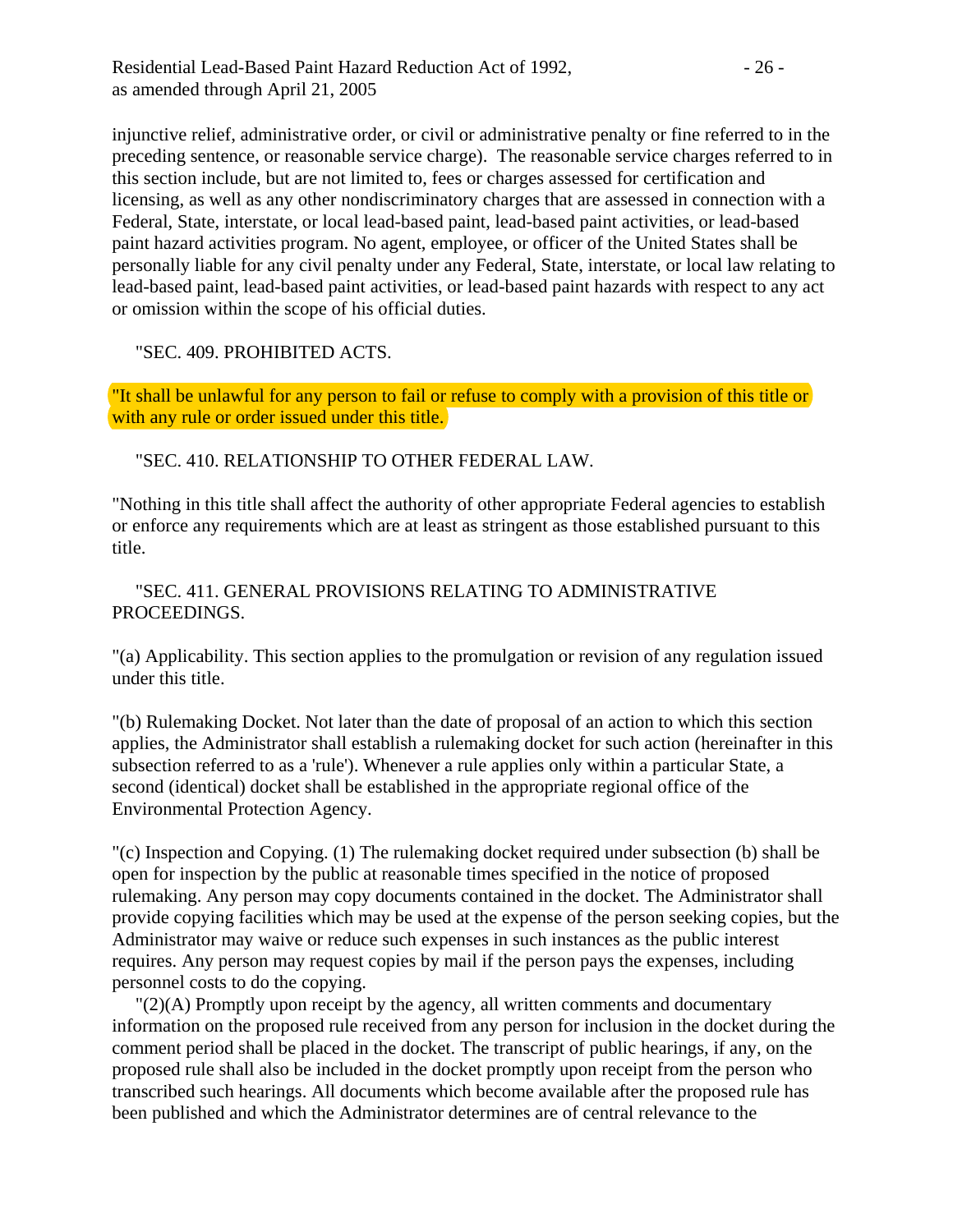injunctive relief, administrative order, or civil or administrative penalty or fine referred to in the preceding sentence, or reasonable service charge). The reasonable service charges referred to in this section include, but are not limited to, fees or charges assessed for certification and licensing, as well as any other nondiscriminatory charges that are assessed in connection with a Federal, State, interstate, or local lead-based paint, lead-based paint activities, or lead-based paint hazard activities program. No agent, employee, or officer of the United States shall be personally liable for any civil penalty under any Federal, State, interstate, or local law relating to lead-based paint, lead-based paint activities, or lead-based paint hazards with respect to any act or omission within the scope of his official duties.

"SEC. 409. PROHIBITED ACTS.

"It shall be unlawful for any person to fail or refuse to comply with a provision of this title or with any rule or order issued under this title.

"SEC. 410. RELATIONSHIP TO OTHER FEDERAL LAW.

"Nothing in this title shall affect the authority of other appropriate Federal agencies to establish or enforce any requirements which are at least as stringent as those established pursuant to this title.

"SEC. 411. GENERAL PROVISIONS RELATING TO ADMINISTRATIVE PROCEEDINGS.

"(a) Applicability. This section applies to the promulgation or revision of any regulation issued under this title.

"(b) Rulemaking Docket. Not later than the date of proposal of an action to which this section applies, the Administrator shall establish a rulemaking docket for such action (hereinafter in this subsection referred to as a 'rule'). Whenever a rule applies only within a particular State, a second (identical) docket shall be established in the appropriate regional office of the Environmental Protection Agency.

"(c) Inspection and Copying. (1) The rulemaking docket required under subsection (b) shall be open for inspection by the public at reasonable times specified in the notice of proposed rulemaking. Any person may copy documents contained in the docket. The Administrator shall provide copying facilities which may be used at the expense of the person seeking copies, but the Administrator may waive or reduce such expenses in such instances as the public interest requires. Any person may request copies by mail if the person pays the expenses, including personnel costs to do the copying.

"(2)(A) Promptly upon receipt by the agency, all written comments and documentary information on the proposed rule received from any person for inclusion in the docket during the comment period shall be placed in the docket. The transcript of public hearings, if any, on the proposed rule shall also be included in the docket promptly upon receipt from the person who transcribed such hearings. All documents which become available after the proposed rule has been published and which the Administrator determines are of central relevance to the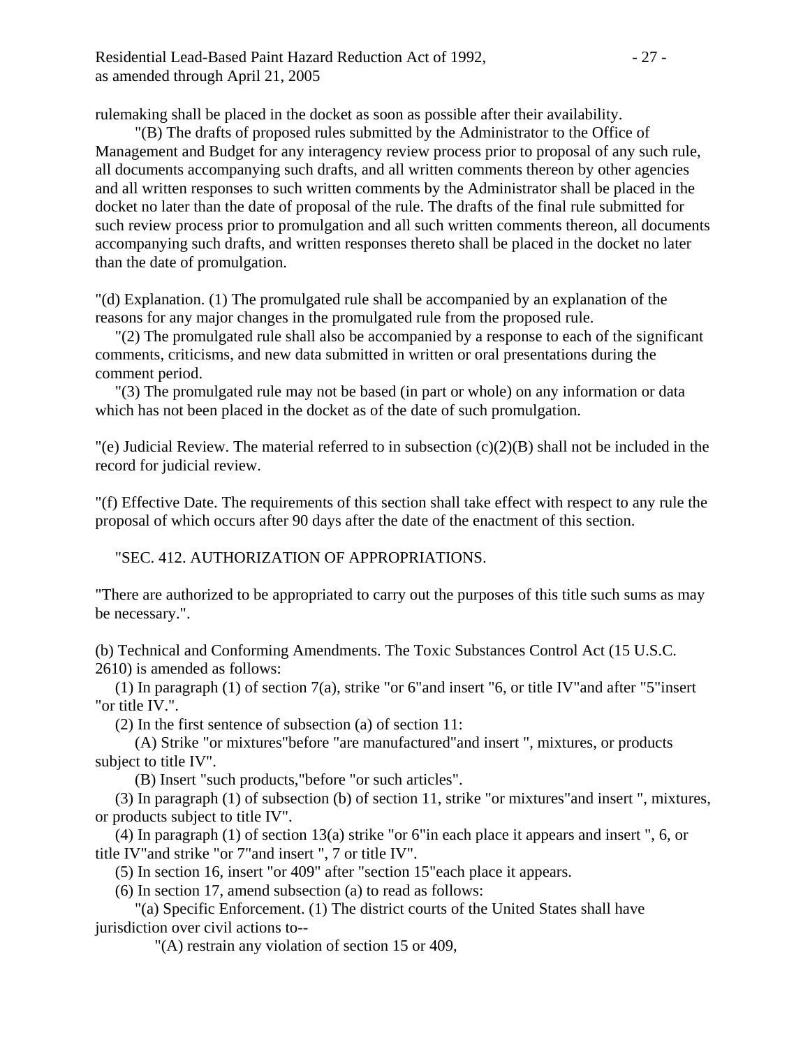rulemaking shall be placed in the docket as soon as possible after their availability.

"(B) The drafts of proposed rules submitted by the Administrator to the Office of Management and Budget for any interagency review process prior to proposal of any such rule, all documents accompanying such drafts, and all written comments thereon by other agencies and all written responses to such written comments by the Administrator shall be placed in the docket no later than the date of proposal of the rule. The drafts of the final rule submitted for such review process prior to promulgation and all such written comments thereon, all documents accompanying such drafts, and written responses thereto shall be placed in the docket no later than the date of promulgation.

"(d) Explanation. (1) The promulgated rule shall be accompanied by an explanation of the reasons for any major changes in the promulgated rule from the proposed rule.

"(2) The promulgated rule shall also be accompanied by a response to each of the significant comments, criticisms, and new data submitted in written or oral presentations during the comment period.

"(3) The promulgated rule may not be based (in part or whole) on any information or data which has not been placed in the docket as of the date of such promulgation.

"(e) Judicial Review. The material referred to in subsection (c)(2)(B) shall not be included in the record for judicial review.

"(f) Effective Date. The requirements of this section shall take effect with respect to any rule the proposal of which occurs after 90 days after the date of the enactment of this section.

"SEC. 412. AUTHORIZATION OF APPROPRIATIONS.

"There are authorized to be appropriated to carry out the purposes of this title such sums as may be necessary.".

(b) Technical and Conforming Amendments. The Toxic Substances Control Act (15 U.S.C. 2610) is amended as follows:

(1) In paragraph (1) of section 7(a), strike "or 6"and insert "6, or title IV"and after "5"insert "or title IV.".

(2) In the first sentence of subsection (a) of section 11:

(A) Strike "or mixtures"before "are manufactured"and insert ", mixtures, or products subject to title IV".

(B) Insert "such products,"before "or such articles".

(3) In paragraph (1) of subsection (b) of section 11, strike "or mixtures"and insert ", mixtures, or products subject to title IV".

(4) In paragraph (1) of section 13(a) strike "or 6"in each place it appears and insert ", 6, or title IV"and strike "or 7"and insert ", 7 or title IV".

(5) In section 16, insert "or 409" after "section 15"each place it appears.

(6) In section 17, amend subsection (a) to read as follows:

"(a) Specific Enforcement. (1) The district courts of the United States shall have jurisdiction over civil actions to--

"(A) restrain any violation of section 15 or 409,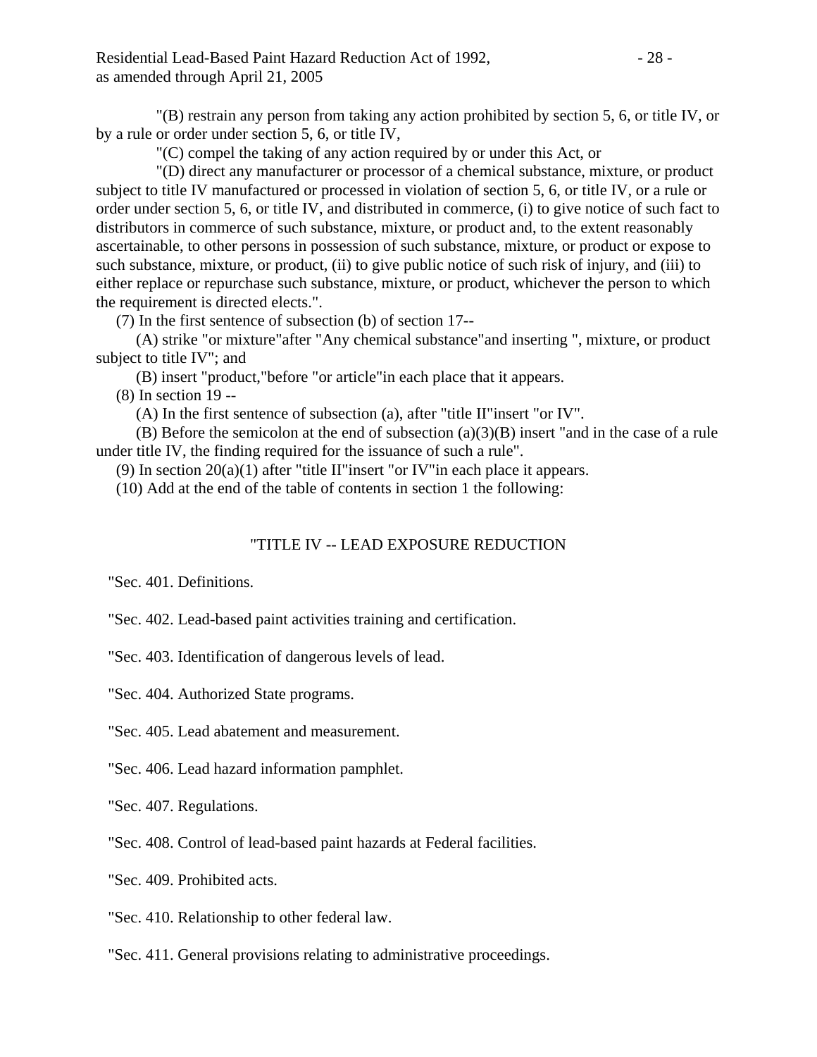"(B) restrain any person from taking any action prohibited by section 5, 6, or title IV, or by a rule or order under section 5, 6, or title IV,

"(C) compel the taking of any action required by or under this Act, or

"(D) direct any manufacturer or processor of a chemical substance, mixture, or product subject to title IV manufactured or processed in violation of section 5, 6, or title IV, or a rule or order under section 5, 6, or title IV, and distributed in commerce, (i) to give notice of such fact to distributors in commerce of such substance, mixture, or product and, to the extent reasonably ascertainable, to other persons in possession of such substance, mixture, or product or expose to such substance, mixture, or product, (ii) to give public notice of such risk of injury, and (iii) to either replace or repurchase such substance, mixture, or product, whichever the person to which the requirement is directed elects.".

(7) In the first sentence of subsection (b) of section 17--

(A) strike "or mixture"after "Any chemical substance"and inserting ", mixture, or product subject to title IV"; and

(B) insert "product,"before "or article"in each place that it appears.

(8) In section 19 --

(A) In the first sentence of subsection (a), after "title II"insert "or IV".

(B) Before the semicolon at the end of subsection (a)(3)(B) insert "and in the case of a rule under title IV, the finding required for the issuance of such a rule".

(9) In section 20(a)(1) after "title II"insert "or IV"in each place it appears.

(10) Add at the end of the table of contents in section 1 the following:

"TITLE IV -- LEAD EXPOSURE REDUCTION

"Sec. 401. Definitions.

"Sec. 402. Lead-based paint activities training and certification.

"Sec. 403. Identification of dangerous levels of lead.

"Sec. 404. Authorized State programs.

"Sec. 405. Lead abatement and measurement.

"Sec. 406. Lead hazard information pamphlet.

"Sec. 407. Regulations.

"Sec. 408. Control of lead-based paint hazards at Federal facilities.

"Sec. 409. Prohibited acts.

"Sec. 410. Relationship to other federal law.

"Sec. 411. General provisions relating to administrative proceedings.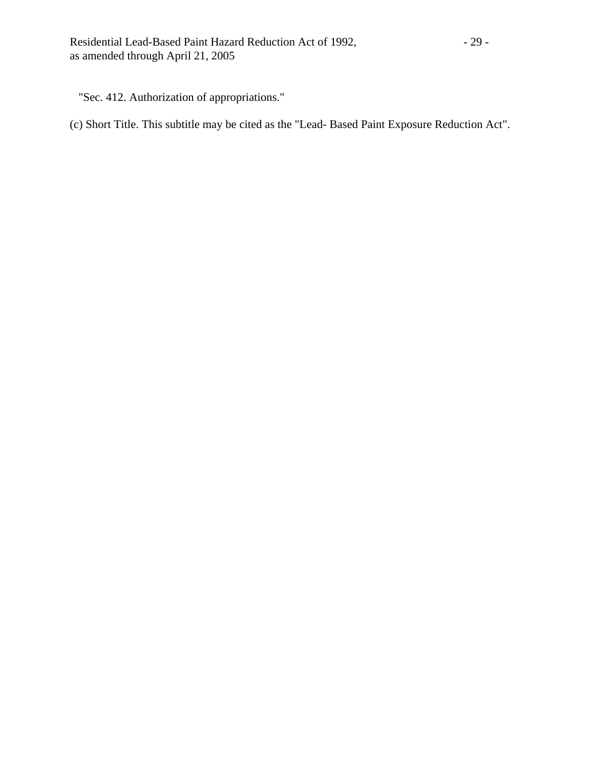"Sec. 412. Authorization of appropriations."

(c) Short Title. This subtitle may be cited as the "Lead- Based Paint Exposure Reduction Act".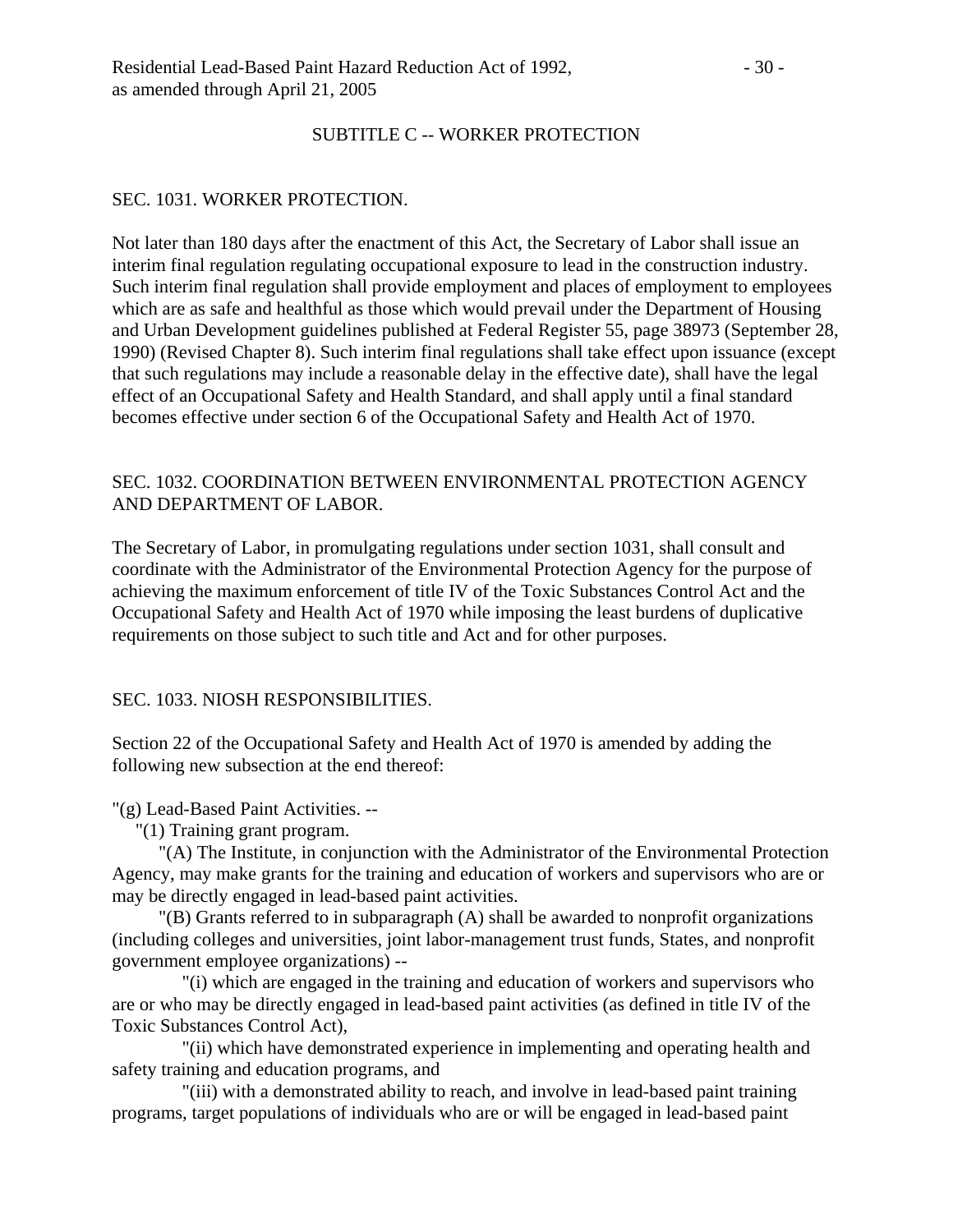## SUBTITLE C -- WORKER PROTECTION

### SEC. 1031. WORKER PROTECTION.

Not later than 180 days after the enactment of this Act, the Secretary of Labor shall issue an interim final regulation regulating occupational exposure to lead in the construction industry. Such interim final regulation shall provide employment and places of employment to employees which are as safe and healthful as those which would prevail under the Department of Housing and Urban Development guidelines published at Federal Register 55, page 38973 (September 28, 1990) (Revised Chapter 8). Such interim final regulations shall take effect upon issuance (except that such regulations may include a reasonable delay in the effective date), shall have the legal effect of an Occupational Safety and Health Standard, and shall apply until a final standard becomes effective under section 6 of the Occupational Safety and Health Act of 1970.

### SEC. 1032. COORDINATION BETWEEN ENVIRONMENTAL PROTECTION AGENCY AND DEPARTMENT OF LABOR.

The Secretary of Labor, in promulgating regulations under section 1031, shall consult and coordinate with the Administrator of the Environmental Protection Agency for the purpose of achieving the maximum enforcement of title IV of the Toxic Substances Control Act and the Occupational Safety and Health Act of 1970 while imposing the least burdens of duplicative requirements on those subject to such title and Act and for other purposes.

### SEC. 1033. NIOSH RESPONSIBILITIES.

Section 22 of the Occupational Safety and Health Act of 1970 is amended by adding the following new subsection at the end thereof:

"(g) Lead-Based Paint Activities. --

"(1) Training grant program.

"(A) The Institute, in conjunction with the Administrator of the Environmental Protection Agency, may make grants for the training and education of workers and supervisors who are or may be directly engaged in lead-based paint activities.

"(B) Grants referred to in subparagraph (A) shall be awarded to nonprofit organizations (including colleges and universities, joint labor-management trust funds, States, and nonprofit government employee organizations) --

"(i) which are engaged in the training and education of workers and supervisors who are or who may be directly engaged in lead-based paint activities (as defined in title IV of the Toxic Substances Control Act),

"(ii) which have demonstrated experience in implementing and operating health and safety training and education programs, and

"(iii) with a demonstrated ability to reach, and involve in lead-based paint training programs, target populations of individuals who are or will be engaged in lead-based paint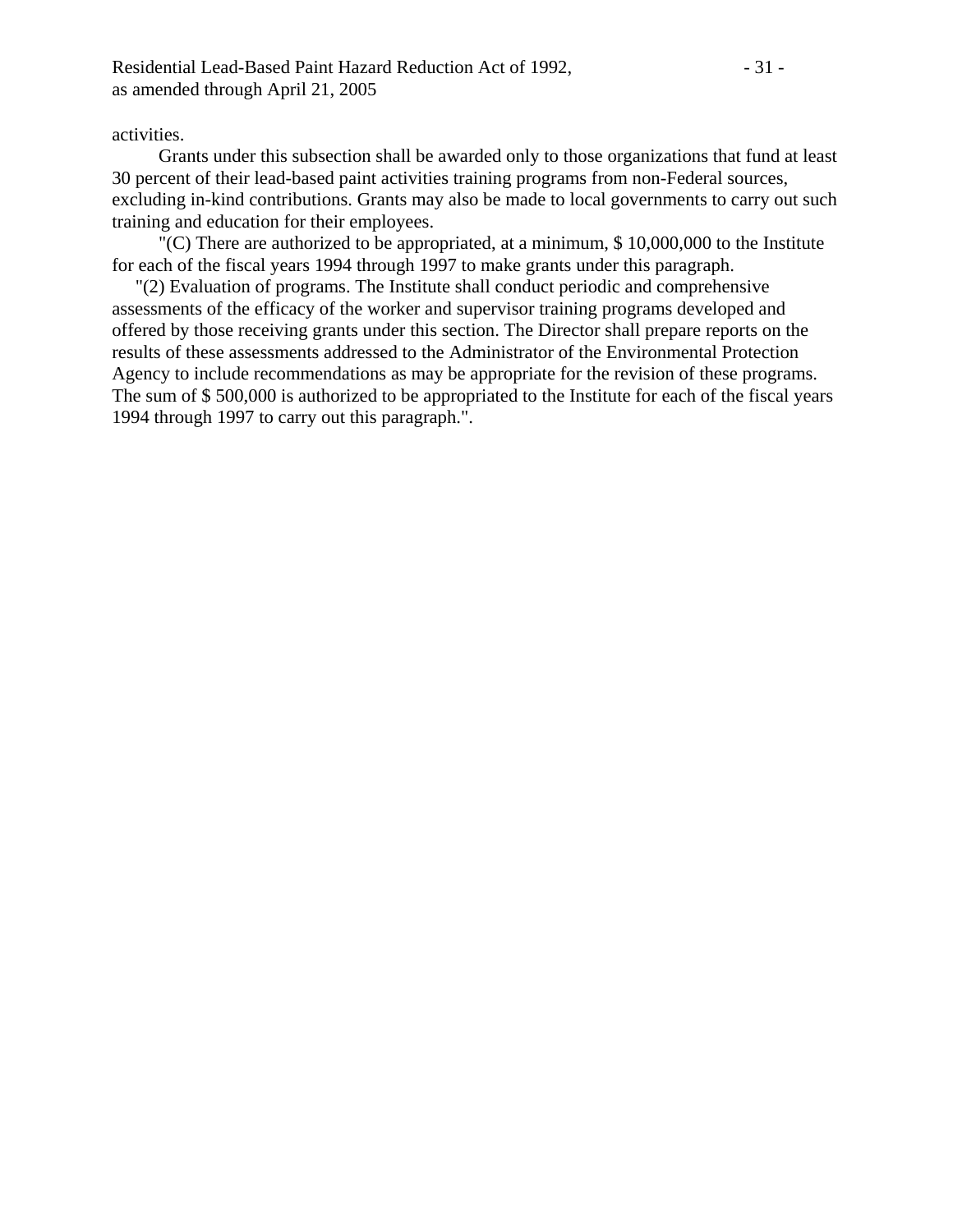activities.

Grants under this subsection shall be awarded only to those organizations that fund at least 30 percent of their lead-based paint activities training programs from non-Federal sources, excluding in-kind contributions. Grants may also be made to local governments to carry out such training and education for their employees.

"(C) There are authorized to be appropriated, at a minimum, $ 10,000,000 to the Institute for each of the fiscal years 1994 through 1997 to make grants under this paragraph.

"(2) Evaluation of programs. The Institute shall conduct periodic and comprehensive assessments of the efficacy of the worker and supervisor training programs developed and offered by those receiving grants under this section. The Director shall prepare reports on the results of these assessments addressed to the Administrator of the Environmental Protection Agency to include recommendations as may be appropriate for the revision of these programs. The sum of $ 500,000 is authorized to be appropriated to the Institute for each of the fiscal years 1994 through 1997 to carry out this paragraph.".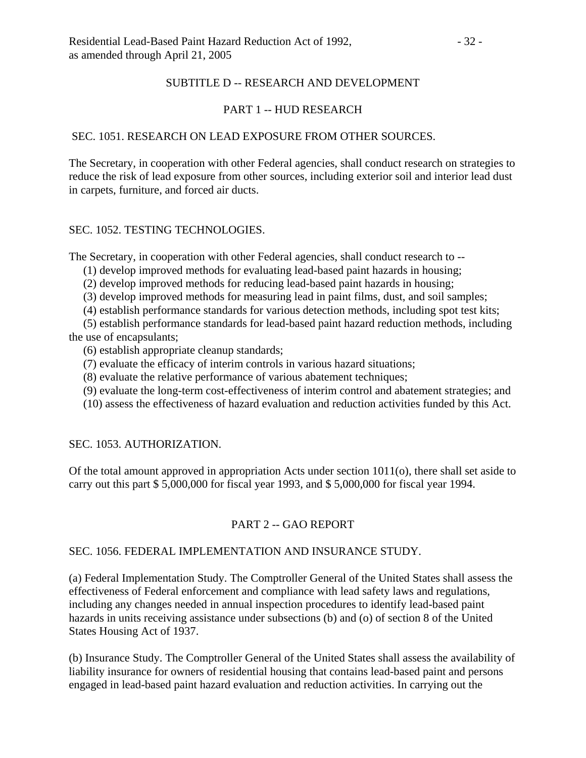## SUBTITLE D -- RESEARCH AND DEVELOPMENT

### PART 1 -- HUD RESEARCH

#### SEC. 1051. RESEARCH ON LEAD EXPOSURE FROM OTHER SOURCES.

The Secretary, in cooperation with other Federal agencies, shall conduct research on strategies to reduce the risk of lead exposure from other sources, including exterior soil and interior lead dust in carpets, furniture, and forced air ducts.

#### SEC. 1052. TESTING TECHNOLOGIES.

The Secretary, in cooperation with other Federal agencies, shall conduct research to --

(1) develop improved methods for evaluating lead-based paint hazards in housing;

(2) develop improved methods for reducing lead-based paint hazards in housing;

(3) develop improved methods for measuring lead in paint films, dust, and soil samples;

(4) establish performance standards for various detection methods, including spot test kits;

(5) establish performance standards for lead-based paint hazard reduction methods, including the use of encapsulants;

(6) establish appropriate cleanup standards;

(7) evaluate the efficacy of interim controls in various hazard situations;

(8) evaluate the relative performance of various abatement techniques;

(9) evaluate the long-term cost-effectiveness of interim control and abatement strategies; and

(10) assess the effectiveness of hazard evaluation and reduction activities funded by this Act.

#### SEC. 1053. AUTHORIZATION.

Of the total amount approved in appropriation Acts under section 1011(o), there shall set aside to carry out this part $ 5,000,000 for fiscal year 1993, and $ 5,000,000 for fiscal year 1994.

### PART 2 -- GAO REPORT

#### SEC. 1056. FEDERAL IMPLEMENTATION AND INSURANCE STUDY.

(a) Federal Implementation Study. The Comptroller General of the United States shall assess the effectiveness of Federal enforcement and compliance with lead safety laws and regulations, including any changes needed in annual inspection procedures to identify lead-based paint hazards in units receiving assistance under subsections (b) and (o) of section 8 of the United States Housing Act of 1937.

(b) Insurance Study. The Comptroller General of the United States shall assess the availability of liability insurance for owners of residential housing that contains lead-based paint and persons engaged in lead-based paint hazard evaluation and reduction activities. In carrying out the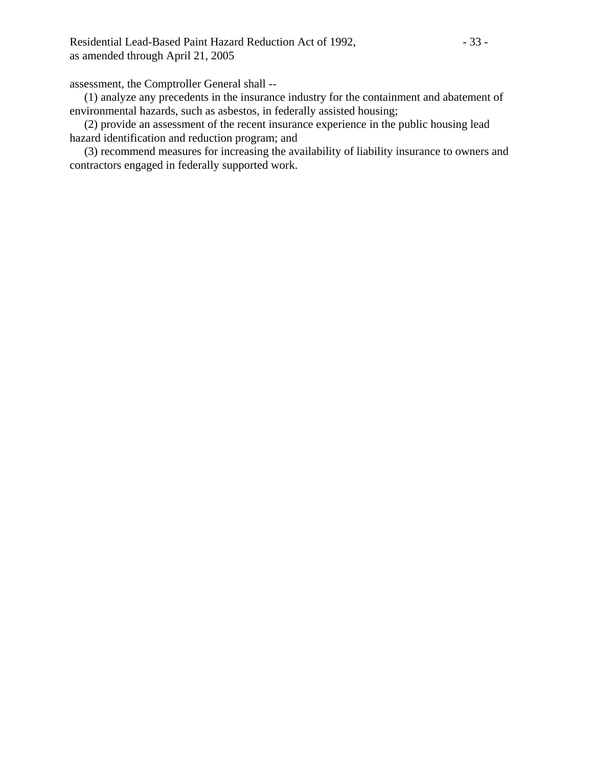assessment, the Comptroller General shall --

(1) analyze any precedents in the insurance industry for the containment and abatement of environmental hazards, such as asbestos, in federally assisted housing;

(2) provide an assessment of the recent insurance experience in the public housing lead hazard identification and reduction program; and

(3) recommend measures for increasing the availability of liability insurance to owners and contractors engaged in federally supported work.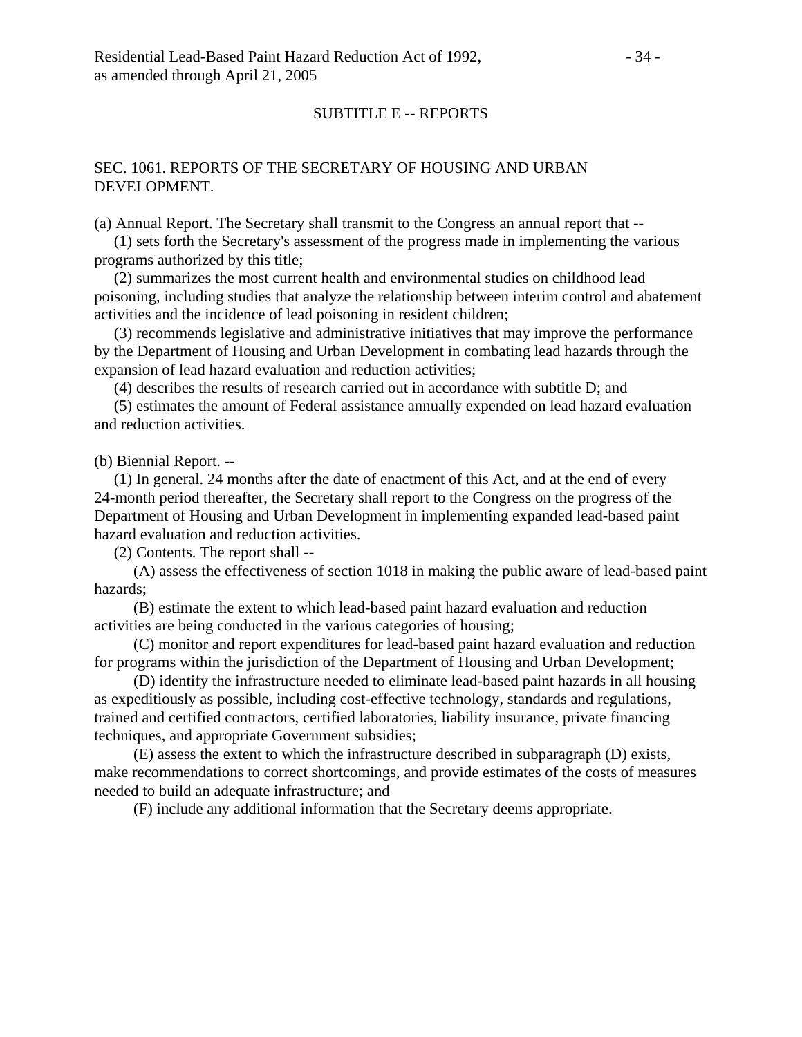## SUBTITLE E -- REPORTS

### SEC. 1061. REPORTS OF THE SECRETARY OF HOUSING AND URBAN DEVELOPMENT.

(a) Annual Report. The Secretary shall transmit to the Congress an annual report that --

(1) sets forth the Secretary's assessment of the progress made in implementing the various programs authorized by this title;

(2) summarizes the most current health and environmental studies on childhood lead poisoning, including studies that analyze the relationship between interim control and abatement activities and the incidence of lead poisoning in resident children;

(3) recommends legislative and administrative initiatives that may improve the performance by the Department of Housing and Urban Development in combating lead hazards through the expansion of lead hazard evaluation and reduction activities;

(4) describes the results of research carried out in accordance with subtitle D; and

(5) estimates the amount of Federal assistance annually expended on lead hazard evaluation and reduction activities.

(b) Biennial Report. --

(1) In general. 24 months after the date of enactment of this Act, and at the end of every 24-month period thereafter, the Secretary shall report to the Congress on the progress of the Department of Housing and Urban Development in implementing expanded lead-based paint hazard evaluation and reduction activities.

(2) Contents. The report shall --

(A) assess the effectiveness of section 1018 in making the public aware of lead-based paint hazards;

(B) estimate the extent to which lead-based paint hazard evaluation and reduction activities are being conducted in the various categories of housing;

(C) monitor and report expenditures for lead-based paint hazard evaluation and reduction for programs within the jurisdiction of the Department of Housing and Urban Development;

(D) identify the infrastructure needed to eliminate lead-based paint hazards in all housing as expeditiously as possible, including cost-effective technology, standards and regulations, trained and certified contractors, certified laboratories, liability insurance, private financing techniques, and appropriate Government subsidies;

(E) assess the extent to which the infrastructure described in subparagraph (D) exists, make recommendations to correct shortcomings, and provide estimates of the costs of measures needed to build an adequate infrastructure; and

(F) include any additional information that the Secretary deems appropriate.